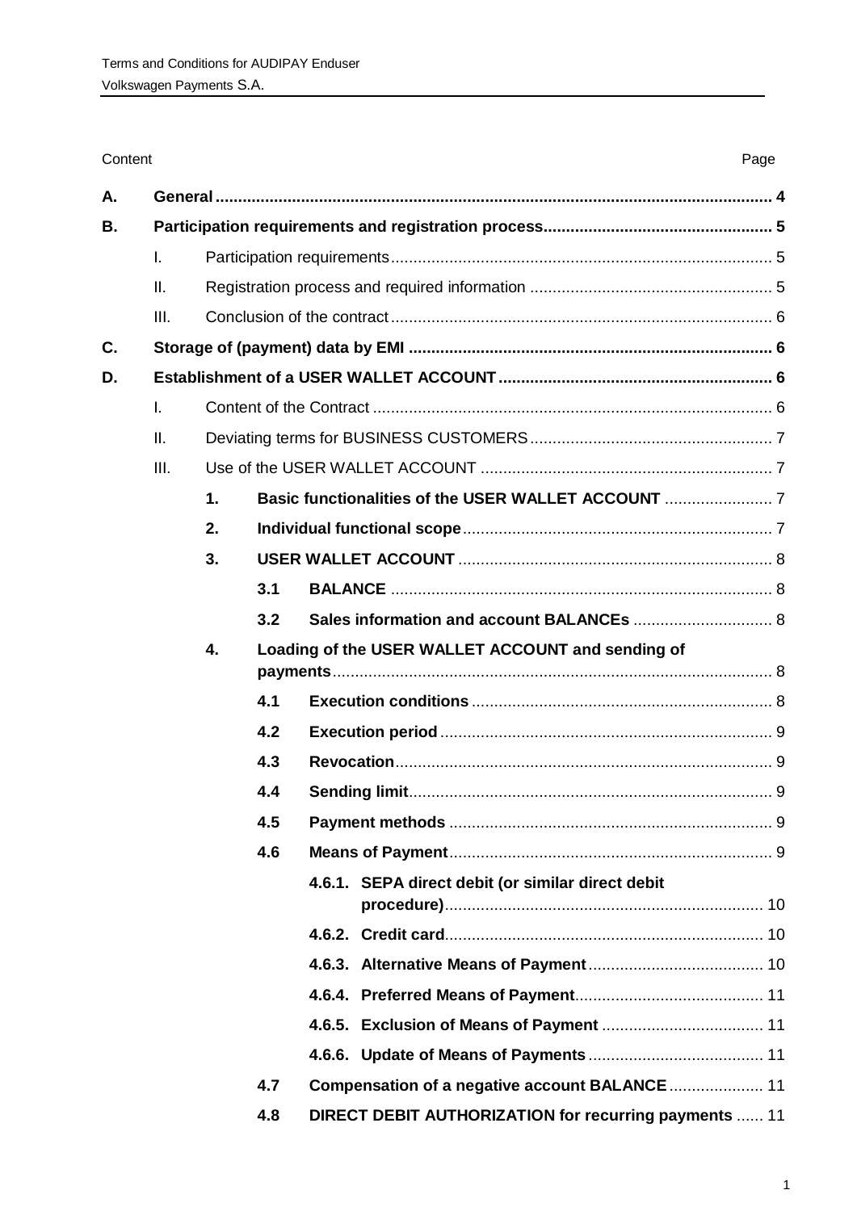Content | Page

| | | | | | |
|---|---|---|---|---|---|
| **A.** | **General** | | | | **4** |
| **B.** | **Participation requirements and registration process** | | | | **5** |
| | I. | Participation requirements | | | 5 |
| | II. | Registration process and required information | | | 5 |
| | III. | Conclusion of the contract | | | 6 |
| **C.** | **Storage of (payment) data by EMI** | | | | **6** |
| **D.** | **Establishment of a USER WALLET ACCOUNT** | | | | **6** |
| | I. | Content of the Contract | | | 6 |
| | II. | Deviating terms for BUSINESS CUSTOMERS | | | 7 |
| | III. | Use of the USER WALLET ACCOUNT | | | 7 |
| | | **1.** | **Basic functionalities of the USER WALLET ACCOUNT** | | 7 |
| | | **2.** | **Individual functional scope** | | 7 |
| | | **3.** | **USER WALLET ACCOUNT** | | 8 |
| | | | **3.1** | **BALANCE** | 8 |
| | | | **3.2** | **Sales information and account BALANCEs** | 8 |
| | | **4.** | **Loading of the USER WALLET ACCOUNT and sending of payments** | | 8 |
| | | | **4.1** | **Execution conditions** | 8 |
| | | | **4.2** | **Execution period** | 9 |
| | | | **4.3** | **Revocation** | 9 |
| | | | **4.4** | **Sending limit** | 9 |
| | | | **4.5** | **Payment methods** | 9 |
| | | | **4.6** | **Means of Payment** | 9 |
| | | | | **4.6.1. SEPA direct debit (or similar direct debit procedure)** | 10 |
| | | | | **4.6.2. Credit card** | 10 |
| | | | | **4.6.3. Alternative Means of Payment** | 10 |
| | | | | **4.6.4. Preferred Means of Payment** | 11 |
| | | | | **4.6.5. Exclusion of Means of Payment** | 11 |
| | | | | **4.6.6. Update of Means of Payments** | 11 |
| | | | **4.7** | **Compensation of a negative account BALANCE** | 11 |
| | | | **4.8** | **DIRECT DEBIT AUTHORIZATION for recurring payments** | 11 |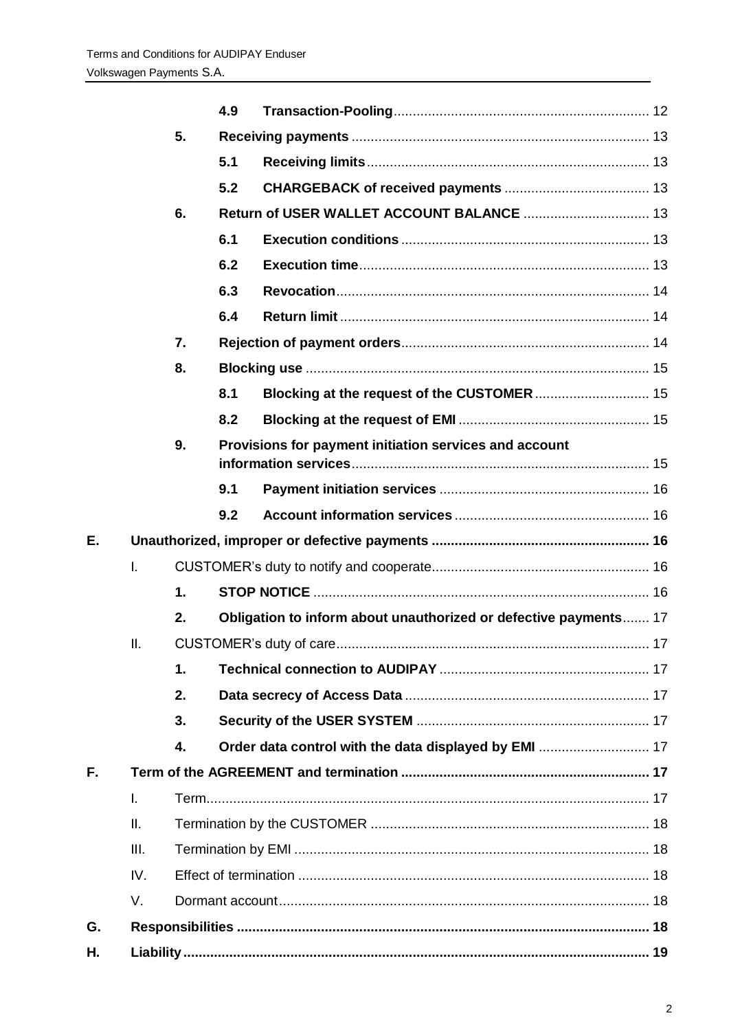|  |  |  |  |  |
|---|---|---|---|---|
|  |  | **4.9** | **Transaction-Pooling** | 12 |
|  | **5.** | **Receiving payments** |  | 13 |
|  |  | **5.1** | **Receiving limits** | 13 |
|  |  | **5.2** | **CHARGEBACK of received payments** | 13 |
|  | **6.** | **Return of USER WALLET ACCOUNT BALANCE** |  | 13 |
|  |  | **6.1** | **Execution conditions** | 13 |
|  |  | **6.2** | **Execution time** | 13 |
|  |  | **6.3** | **Revocation** | 14 |
|  |  | **6.4** | **Return limit** | 14 |
|  | **7.** | **Rejection of payment orders** |  | 14 |
|  | **8.** | **Blocking use** |  | 15 |
|  |  | **8.1** | **Blocking at the request of the CUSTOMER** | 15 |
|  |  | **8.2** | **Blocking at the request of EMI** | 15 |
|  | **9.** | **Provisions for payment initiation services and account information services** |  | 15 |
|  |  | **9.1** | **Payment initiation services** | 16 |
|  |  | **9.2** | **Account information services** | 16 |
| **E.** | **Unauthorized, improper or defective payments** |  |  | **16** |
|  | I. | CUSTOMER's duty to notify and cooperate |  | 16 |
|  | **1.** | **STOP NOTICE** |  | 16 |
|  | **2.** | **Obligation to inform about unauthorized or defective payments** |  | 17 |
|  | II. | CUSTOMER's duty of care |  | 17 |
|  | **1.** | **Technical connection to AUDIPAY** |  | 17 |
|  | **2.** | **Data secrecy of Access Data** |  | 17 |
|  | **3.** | **Security of the USER SYSTEM** |  | 17 |
|  | **4.** | **Order data control with the data displayed by EMI** |  | 17 |
| **F.** | **Term of the AGREEMENT and termination** |  |  | **17** |
|  | I. | Term |  | 17 |
|  | II. | Termination by the CUSTOMER |  | 18 |
|  | III. | Termination by EMI |  | 18 |
|  | IV. | Effect of termination |  | 18 |
|  | V. | Dormant account |  | 18 |
| **G.** | **Responsibilities** |  |  | **18** |
| **H.** | **Liability** |  |  | **19** |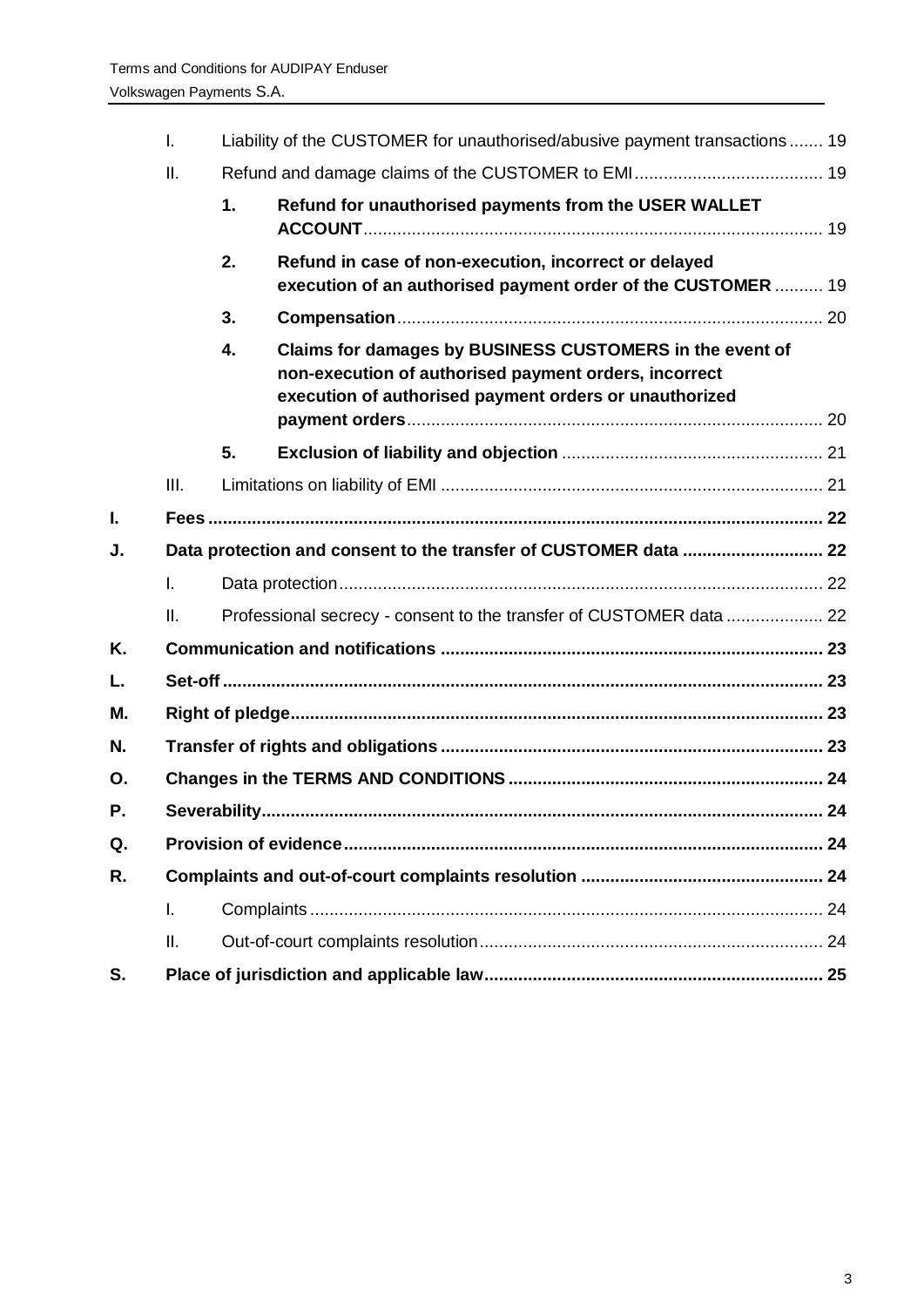- I. Liability of the CUSTOMER for unauthorised/abusive payment transactions ....... 19
- II. Refund and damage claims of the CUSTOMER to EMI ....................................... 19
  - **1. Refund for unauthorised payments from the USER WALLET ACCOUNT** ............................................................................................... 19
  - **2. Refund in case of non-execution, incorrect or delayed execution of an authorised payment order of the CUSTOMER** .......... 19
  - **3. Compensation** ....................................................................................... 20
  - **4. Claims for damages by BUSINESS CUSTOMERS in the event of non-execution of authorised payment orders, incorrect execution of authorised payment orders or unauthorized payment orders** ..................................................................................... 20
  - **5. Exclusion of liability and objection** ...................................................... 21
- III. Limitations on liability of EMI ............................................................................... 21

**I. Fees** ............................................................................................................................ 22

**J. Data protection and consent to the transfer of CUSTOMER data** ............................ 22

- I. Data protection .................................................................................................... 22
- II. Professional secrecy - consent to the transfer of CUSTOMER data .................... 22

**K. Communication and notifications** ............................................................................ 23

**L. Set-off** ......................................................................................................................... 23

**M. Right of pledge** ............................................................................................................ 23

**N. Transfer of rights and obligations** ............................................................................. 23

**O. Changes in the TERMS AND CONDITIONS** ................................................................ 24

**P. Severability** .................................................................................................................. 24

**Q. Provision of evidence** ................................................................................................. 24

**R. Complaints and out-of-court complaints resolution** ................................................. 24

- I. Complaints .......................................................................................................... 24
- II. Out-of-court complaints resolution ....................................................................... 24

**S. Place of jurisdiction and applicable law** .................................................................... 25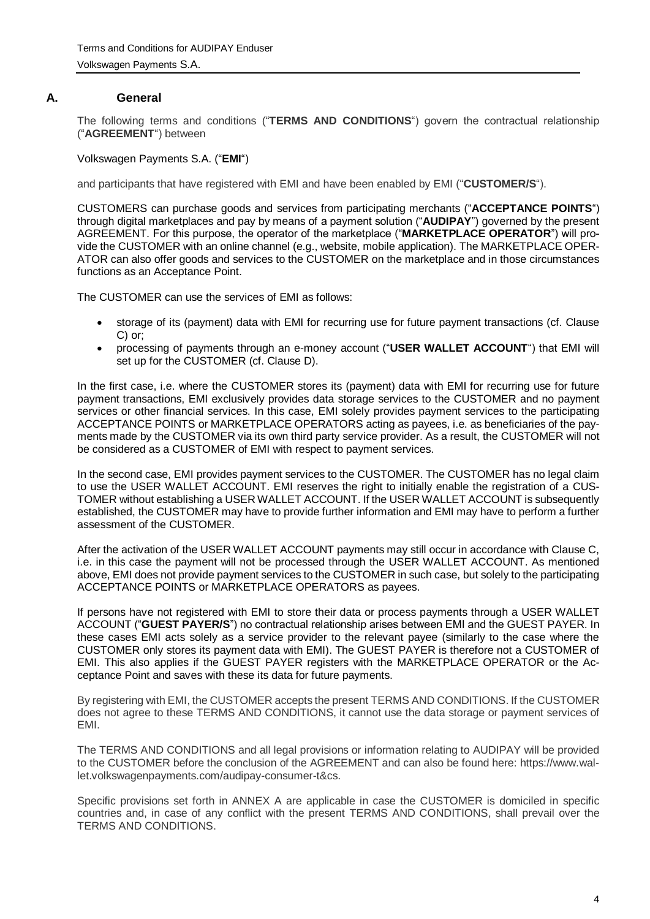## A. General

The following terms and conditions ("**TERMS AND CONDITIONS**") govern the contractual relationship ("**AGREEMENT**") between

Volkswagen Payments S.A. ("**EMI**")

and participants that have registered with EMI and have been enabled by EMI ("**CUSTOMER/S**").

CUSTOMERS can purchase goods and services from participating merchants ("**ACCEPTANCE POINTS**") through digital marketplaces and pay by means of a payment solution ("**AUDIPAY**") governed by the present AGREEMENT. For this purpose, the operator of the marketplace ("**MARKETPLACE OPERATOR**") will provide the CUSTOMER with an online channel (e.g., website, mobile application). The MARKETPLACE OPERATOR can also offer goods and services to the CUSTOMER on the marketplace and in those circumstances functions as an Acceptance Point.

The CUSTOMER can use the services of EMI as follows:

- storage of its (payment) data with EMI for recurring use for future payment transactions (cf. Clause C) or;
- processing of payments through an e-money account ("**USER WALLET ACCOUNT**") that EMI will set up for the CUSTOMER (cf. Clause D).

In the first case, i.e. where the CUSTOMER stores its (payment) data with EMI for recurring use for future payment transactions, EMI exclusively provides data storage services to the CUSTOMER and no payment services or other financial services. In this case, EMI solely provides payment services to the participating ACCEPTANCE POINTS or MARKETPLACE OPERATORS acting as payees, i.e. as beneficiaries of the payments made by the CUSTOMER via its own third party service provider. As a result, the CUSTOMER will not be considered as a CUSTOMER of EMI with respect to payment services.

In the second case, EMI provides payment services to the CUSTOMER. The CUSTOMER has no legal claim to use the USER WALLET ACCOUNT. EMI reserves the right to initially enable the registration of a CUSTOMER without establishing a USER WALLET ACCOUNT. If the USER WALLET ACCOUNT is subsequently established, the CUSTOMER may have to provide further information and EMI may have to perform a further assessment of the CUSTOMER.

After the activation of the USER WALLET ACCOUNT payments may still occur in accordance with Clause C, i.e. in this case the payment will not be processed through the USER WALLET ACCOUNT. As mentioned above, EMI does not provide payment services to the CUSTOMER in such case, but solely to the participating ACCEPTANCE POINTS or MARKETPLACE OPERATORS as payees.

If persons have not registered with EMI to store their data or process payments through a USER WALLET ACCOUNT ("**GUEST PAYER/S**") no contractual relationship arises between EMI and the GUEST PAYER. In these cases EMI acts solely as a service provider to the relevant payee (similarly to the case where the CUSTOMER only stores its payment data with EMI). The GUEST PAYER is therefore not a CUSTOMER of EMI. This also applies if the GUEST PAYER registers with the MARKETPLACE OPERATOR or the Acceptance Point and saves with these its data for future payments.

By registering with EMI, the CUSTOMER accepts the present TERMS AND CONDITIONS. If the CUSTOMER does not agree to these TERMS AND CONDITIONS, it cannot use the data storage or payment services of EMI.

The TERMS AND CONDITIONS and all legal provisions or information relating to AUDIPAY will be provided to the CUSTOMER before the conclusion of the AGREEMENT and can also be found here: https://www.wallet.volkswagenpayments.com/audipay-consumer-t&cs.

Specific provisions set forth in ANNEX A are applicable in case the CUSTOMER is domiciled in specific countries and, in case of any conflict with the present TERMS AND CONDITIONS, shall prevail over the TERMS AND CONDITIONS.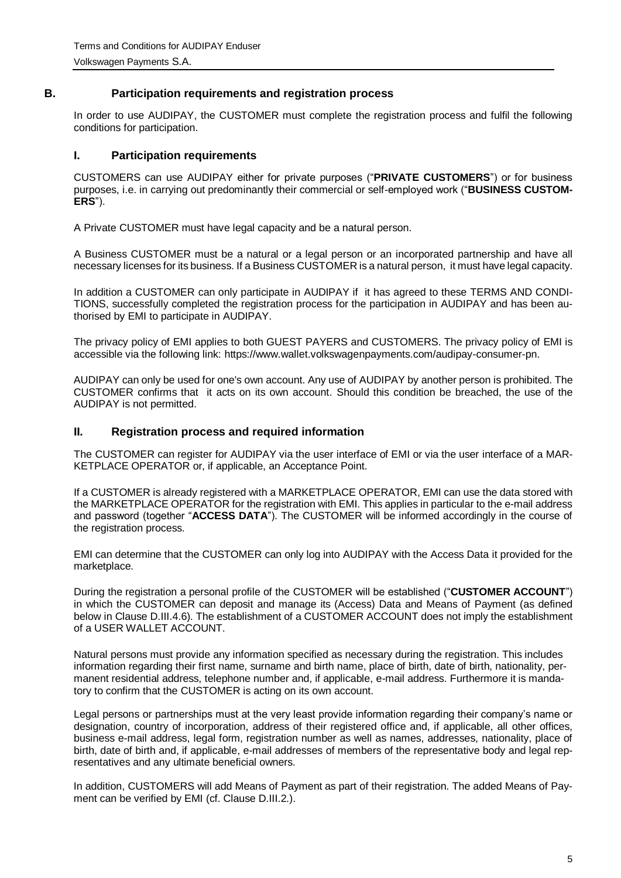## B. Participation requirements and registration process

In order to use AUDIPAY, the CUSTOMER must complete the registration process and fulfil the following conditions for participation.

### I. Participation requirements

CUSTOMERS can use AUDIPAY either for private purposes ("**PRIVATE CUSTOMERS**") or for business purposes, i.e. in carrying out predominantly their commercial or self-employed work ("**BUSINESS CUSTOMERS**").

A Private CUSTOMER must have legal capacity and be a natural person.

A Business CUSTOMER must be a natural or a legal person or an incorporated partnership and have all necessary licenses for its business. If a Business CUSTOMER is a natural person, it must have legal capacity.

In addition a CUSTOMER can only participate in AUDIPAY if it has agreed to these TERMS AND CONDITIONS, successfully completed the registration process for the participation in AUDIPAY and has been authorised by EMI to participate in AUDIPAY.

The privacy policy of EMI applies to both GUEST PAYERS and CUSTOMERS. The privacy policy of EMI is accessible via the following link: https://www.wallet.volkswagenpayments.com/audipay-consumer-pn.

AUDIPAY can only be used for one's own account. Any use of AUDIPAY by another person is prohibited. The CUSTOMER confirms that it acts on its own account. Should this condition be breached, the use of the AUDIPAY is not permitted.

### II. Registration process and required information

The CUSTOMER can register for AUDIPAY via the user interface of EMI or via the user interface of a MARKETPLACE OPERATOR or, if applicable, an Acceptance Point.

If a CUSTOMER is already registered with a MARKETPLACE OPERATOR, EMI can use the data stored with the MARKETPLACE OPERATOR for the registration with EMI. This applies in particular to the e-mail address and password (together "**ACCESS DATA**"). The CUSTOMER will be informed accordingly in the course of the registration process.

EMI can determine that the CUSTOMER can only log into AUDIPAY with the Access Data it provided for the marketplace.

During the registration a personal profile of the CUSTOMER will be established ("**CUSTOMER ACCOUNT**") in which the CUSTOMER can deposit and manage its (Access) Data and Means of Payment (as defined below in Clause D.III.4.6). The establishment of a CUSTOMER ACCOUNT does not imply the establishment of a USER WALLET ACCOUNT.

Natural persons must provide any information specified as necessary during the registration. This includes information regarding their first name, surname and birth name, place of birth, date of birth, nationality, permanent residential address, telephone number and, if applicable, e-mail address. Furthermore it is mandatory to confirm that the CUSTOMER is acting on its own account.

Legal persons or partnerships must at the very least provide information regarding their company's name or designation, country of incorporation, address of their registered office and, if applicable, all other offices, business e-mail address, legal form, registration number as well as names, addresses, nationality, place of birth, date of birth and, if applicable, e-mail addresses of members of the representative body and legal representatives and any ultimate beneficial owners.

In addition, CUSTOMERS will add Means of Payment as part of their registration. The added Means of Payment can be verified by EMI (cf. Clause D.III.2.).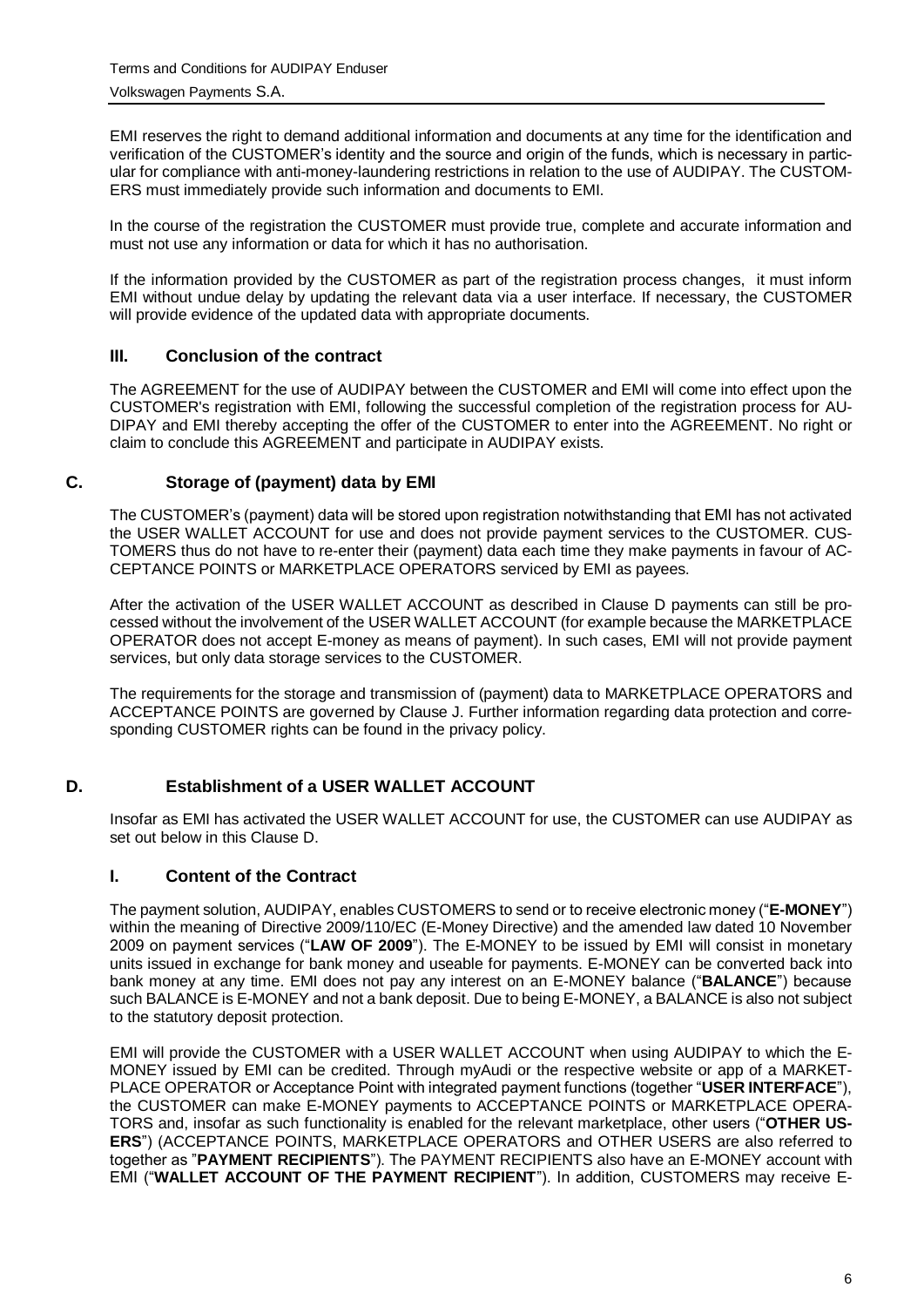EMI reserves the right to demand additional information and documents at any time for the identification and verification of the CUSTOMER's identity and the source and origin of the funds, which is necessary in particular for compliance with anti-money-laundering restrictions in relation to the use of AUDIPAY. The CUSTOMERS must immediately provide such information and documents to EMI.

In the course of the registration the CUSTOMER must provide true, complete and accurate information and must not use any information or data for which it has no authorisation.

If the information provided by the CUSTOMER as part of the registration process changes, it must inform EMI without undue delay by updating the relevant data via a user interface. If necessary, the CUSTOMER will provide evidence of the updated data with appropriate documents.

### III. Conclusion of the contract

The AGREEMENT for the use of AUDIPAY between the CUSTOMER and EMI will come into effect upon the CUSTOMER's registration with EMI, following the successful completion of the registration process for AUDIPAY and EMI thereby accepting the offer of the CUSTOMER to enter into the AGREEMENT. No right or claim to conclude this AGREEMENT and participate in AUDIPAY exists.

## C. Storage of (payment) data by EMI

The CUSTOMER's (payment) data will be stored upon registration notwithstanding that EMI has not activated the USER WALLET ACCOUNT for use and does not provide payment services to the CUSTOMER. CUSTOMERS thus do not have to re-enter their (payment) data each time they make payments in favour of ACCEPTANCE POINTS or MARKETPLACE OPERATORS serviced by EMI as payees.

After the activation of the USER WALLET ACCOUNT as described in Clause D payments can still be processed without the involvement of the USER WALLET ACCOUNT (for example because the MARKETPLACE OPERATOR does not accept E-money as means of payment). In such cases, EMI will not provide payment services, but only data storage services to the CUSTOMER.

The requirements for the storage and transmission of (payment) data to MARKETPLACE OPERATORS and ACCEPTANCE POINTS are governed by Clause J. Further information regarding data protection and corresponding CUSTOMER rights can be found in the privacy policy.

## D. Establishment of a USER WALLET ACCOUNT

Insofar as EMI has activated the USER WALLET ACCOUNT for use, the CUSTOMER can use AUDIPAY as set out below in this Clause D.

### I. Content of the Contract

The payment solution, AUDIPAY, enables CUSTOMERS to send or to receive electronic money ("**E-MONEY**") within the meaning of Directive 2009/110/EC (E-Money Directive) and the amended law dated 10 November 2009 on payment services ("**LAW OF 2009**"). The E-MONEY to be issued by EMI will consist in monetary units issued in exchange for bank money and useable for payments. E-MONEY can be converted back into bank money at any time. EMI does not pay any interest on an E-MONEY balance ("**BALANCE**") because such BALANCE is E-MONEY and not a bank deposit. Due to being E-MONEY, a BALANCE is also not subject to the statutory deposit protection.

EMI will provide the CUSTOMER with a USER WALLET ACCOUNT when using AUDIPAY to which the E-MONEY issued by EMI can be credited. Through myAudi or the respective website or app of a MARKETPLACE OPERATOR or Acceptance Point with integrated payment functions (together "**USER INTERFACE**"), the CUSTOMER can make E-MONEY payments to ACCEPTANCE POINTS or MARKETPLACE OPERATORS and, insofar as such functionality is enabled for the relevant marketplace, other users ("**OTHER USERS**") (ACCEPTANCE POINTS, MARKETPLACE OPERATORS and OTHER USERS are also referred to together as "**PAYMENT RECIPIENTS**"). The PAYMENT RECIPIENTS also have an E-MONEY account with EMI ("**WALLET ACCOUNT OF THE PAYMENT RECIPIENT**"). In addition, CUSTOMERS may receive E-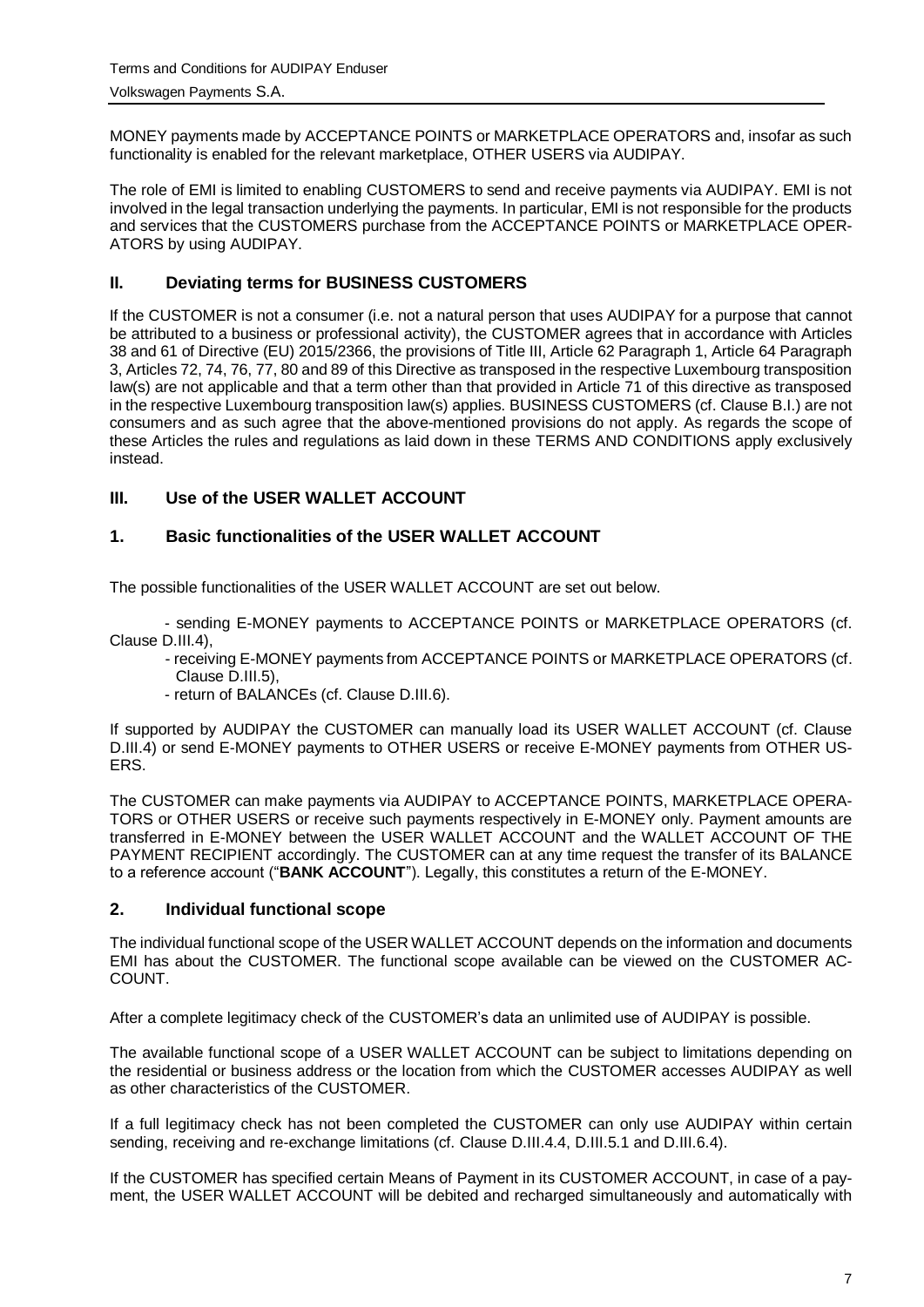MONEY payments made by ACCEPTANCE POINTS or MARKETPLACE OPERATORS and, insofar as such functionality is enabled for the relevant marketplace, OTHER USERS via AUDIPAY.

The role of EMI is limited to enabling CUSTOMERS to send and receive payments via AUDIPAY. EMI is not involved in the legal transaction underlying the payments. In particular, EMI is not responsible for the products and services that the CUSTOMERS purchase from the ACCEPTANCE POINTS or MARKETPLACE OPERATORS by using AUDIPAY.

## II. Deviating terms for BUSINESS CUSTOMERS

If the CUSTOMER is not a consumer (i.e. not a natural person that uses AUDIPAY for a purpose that cannot be attributed to a business or professional activity), the CUSTOMER agrees that in accordance with Articles 38 and 61 of Directive (EU) 2015/2366, the provisions of Title III, Article 62 Paragraph 1, Article 64 Paragraph 3, Articles 72, 74, 76, 77, 80 and 89 of this Directive as transposed in the respective Luxembourg transposition law(s) are not applicable and that a term other than that provided in Article 71 of this directive as transposed in the respective Luxembourg transposition law(s) applies. BUSINESS CUSTOMERS (cf. Clause B.I.) are not consumers and as such agree that the above-mentioned provisions do not apply. As regards the scope of these Articles the rules and regulations as laid down in these TERMS AND CONDITIONS apply exclusively instead.

## III. Use of the USER WALLET ACCOUNT

### 1. Basic functionalities of the USER WALLET ACCOUNT

The possible functionalities of the USER WALLET ACCOUNT are set out below.

- sending E-MONEY payments to ACCEPTANCE POINTS or MARKETPLACE OPERATORS (cf. Clause D.III.4),
- receiving E-MONEY payments from ACCEPTANCE POINTS or MARKETPLACE OPERATORS (cf. Clause D.III.5),
- return of BALANCEs (cf. Clause D.III.6).

If supported by AUDIPAY the CUSTOMER can manually load its USER WALLET ACCOUNT (cf. Clause D.III.4) or send E-MONEY payments to OTHER USERS or receive E-MONEY payments from OTHER USERS.

The CUSTOMER can make payments via AUDIPAY to ACCEPTANCE POINTS, MARKETPLACE OPERATORS or OTHER USERS or receive such payments respectively in E-MONEY only. Payment amounts are transferred in E-MONEY between the USER WALLET ACCOUNT and the WALLET ACCOUNT OF THE PAYMENT RECIPIENT accordingly. The CUSTOMER can at any time request the transfer of its BALANCE to a reference account ("**BANK ACCOUNT**"). Legally, this constitutes a return of the E-MONEY.

### 2. Individual functional scope

The individual functional scope of the USER WALLET ACCOUNT depends on the information and documents EMI has about the CUSTOMER. The functional scope available can be viewed on the CUSTOMER ACCOUNT.

After a complete legitimacy check of the CUSTOMER's data an unlimited use of AUDIPAY is possible.

The available functional scope of a USER WALLET ACCOUNT can be subject to limitations depending on the residential or business address or the location from which the CUSTOMER accesses AUDIPAY as well as other characteristics of the CUSTOMER.

If a full legitimacy check has not been completed the CUSTOMER can only use AUDIPAY within certain sending, receiving and re-exchange limitations (cf. Clause D.III.4.4, D.III.5.1 and D.III.6.4).

If the CUSTOMER has specified certain Means of Payment in its CUSTOMER ACCOUNT, in case of a payment, the USER WALLET ACCOUNT will be debited and recharged simultaneously and automatically with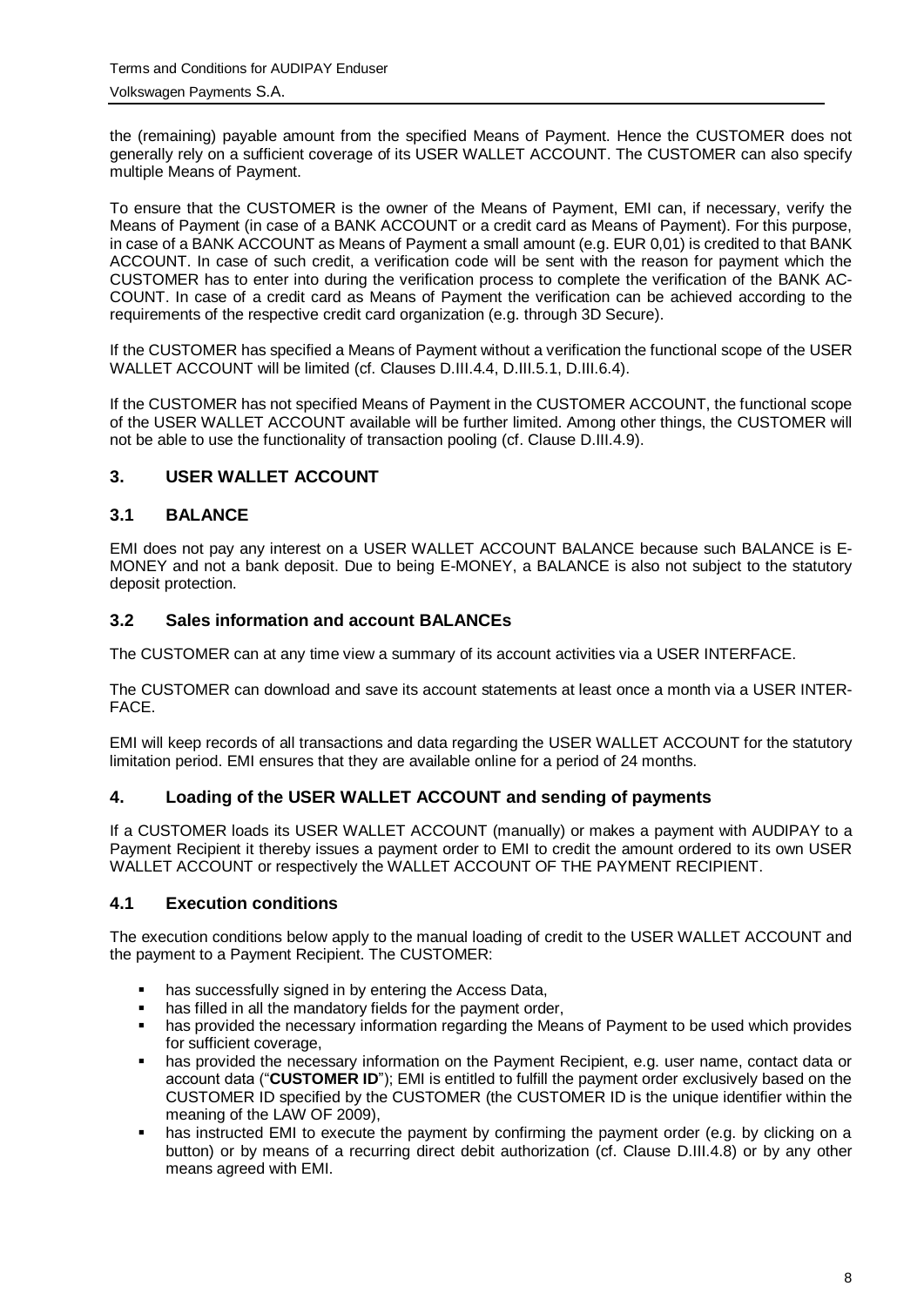the (remaining) payable amount from the specified Means of Payment. Hence the CUSTOMER does not generally rely on a sufficient coverage of its USER WALLET ACCOUNT. The CUSTOMER can also specify multiple Means of Payment.

To ensure that the CUSTOMER is the owner of the Means of Payment, EMI can, if necessary, verify the Means of Payment (in case of a BANK ACCOUNT or a credit card as Means of Payment). For this purpose, in case of a BANK ACCOUNT as Means of Payment a small amount (e.g. EUR 0,01) is credited to that BANK ACCOUNT. In case of such credit, a verification code will be sent with the reason for payment which the CUSTOMER has to enter into during the verification process to complete the verification of the BANK ACCOUNT. In case of a credit card as Means of Payment the verification can be achieved according to the requirements of the respective credit card organization (e.g. through 3D Secure).

If the CUSTOMER has specified a Means of Payment without a verification the functional scope of the USER WALLET ACCOUNT will be limited (cf. Clauses D.III.4.4, D.III.5.1, D.III.6.4).

If the CUSTOMER has not specified Means of Payment in the CUSTOMER ACCOUNT, the functional scope of the USER WALLET ACCOUNT available will be further limited. Among other things, the CUSTOMER will not be able to use the functionality of transaction pooling (cf. Clause D.III.4.9).

## 3. USER WALLET ACCOUNT

### 3.1 BALANCE

EMI does not pay any interest on a USER WALLET ACCOUNT BALANCE because such BALANCE is E-MONEY and not a bank deposit. Due to being E-MONEY, a BALANCE is also not subject to the statutory deposit protection.

### 3.2 Sales information and account BALANCEs

The CUSTOMER can at any time view a summary of its account activities via a USER INTERFACE.

The CUSTOMER can download and save its account statements at least once a month via a USER INTERFACE.

EMI will keep records of all transactions and data regarding the USER WALLET ACCOUNT for the statutory limitation period. EMI ensures that they are available online for a period of 24 months.

## 4. Loading of the USER WALLET ACCOUNT and sending of payments

If a CUSTOMER loads its USER WALLET ACCOUNT (manually) or makes a payment with AUDIPAY to a Payment Recipient it thereby issues a payment order to EMI to credit the amount ordered to its own USER WALLET ACCOUNT or respectively the WALLET ACCOUNT OF THE PAYMENT RECIPIENT.

### 4.1 Execution conditions

The execution conditions below apply to the manual loading of credit to the USER WALLET ACCOUNT and the payment to a Payment Recipient. The CUSTOMER:

- has successfully signed in by entering the Access Data,
- has filled in all the mandatory fields for the payment order,
- has provided the necessary information regarding the Means of Payment to be used which provides for sufficient coverage,
- has provided the necessary information on the Payment Recipient, e.g. user name, contact data or account data ("**CUSTOMER ID**"); EMI is entitled to fulfill the payment order exclusively based on the CUSTOMER ID specified by the CUSTOMER (the CUSTOMER ID is the unique identifier within the meaning of the LAW OF 2009),
- has instructed EMI to execute the payment by confirming the payment order (e.g. by clicking on a button) or by means of a recurring direct debit authorization (cf. Clause D.III.4.8) or by any other means agreed with EMI.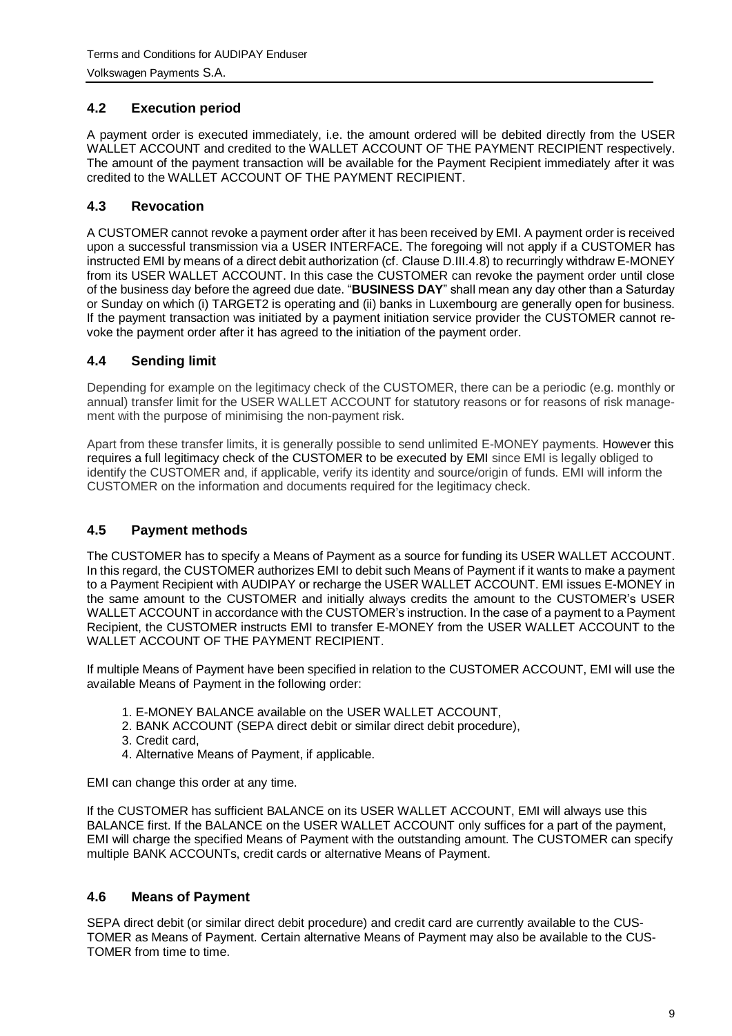## 4.2 Execution period

A payment order is executed immediately, i.e. the amount ordered will be debited directly from the USER WALLET ACCOUNT and credited to the WALLET ACCOUNT OF THE PAYMENT RECIPIENT respectively. The amount of the payment transaction will be available for the Payment Recipient immediately after it was credited to the WALLET ACCOUNT OF THE PAYMENT RECIPIENT.

## 4.3 Revocation

A CUSTOMER cannot revoke a payment order after it has been received by EMI. A payment order is received upon a successful transmission via a USER INTERFACE. The foregoing will not apply if a CUSTOMER has instructed EMI by means of a direct debit authorization (cf. Clause D.III.4.8) to recurringly withdraw E-MONEY from its USER WALLET ACCOUNT. In this case the CUSTOMER can revoke the payment order until close of the business day before the agreed due date. "**BUSINESS DAY**" shall mean any day other than a Saturday or Sunday on which (i) TARGET2 is operating and (ii) banks in Luxembourg are generally open for business. If the payment transaction was initiated by a payment initiation service provider the CUSTOMER cannot revoke the payment order after it has agreed to the initiation of the payment order.

## 4.4 Sending limit

Depending for example on the legitimacy check of the CUSTOMER, there can be a periodic (e.g. monthly or annual) transfer limit for the USER WALLET ACCOUNT for statutory reasons or for reasons of risk management with the purpose of minimising the non-payment risk.

Apart from these transfer limits, it is generally possible to send unlimited E-MONEY payments. However this requires a full legitimacy check of the CUSTOMER to be executed by EMI since EMI is legally obliged to identify the CUSTOMER and, if applicable, verify its identity and source/origin of funds. EMI will inform the CUSTOMER on the information and documents required for the legitimacy check.

## 4.5 Payment methods

The CUSTOMER has to specify a Means of Payment as a source for funding its USER WALLET ACCOUNT. In this regard, the CUSTOMER authorizes EMI to debit such Means of Payment if it wants to make a payment to a Payment Recipient with AUDIPAY or recharge the USER WALLET ACCOUNT. EMI issues E-MONEY in the same amount to the CUSTOMER and initially always credits the amount to the CUSTOMER's USER WALLET ACCOUNT in accordance with the CUSTOMER's instruction. In the case of a payment to a Payment Recipient, the CUSTOMER instructs EMI to transfer E-MONEY from the USER WALLET ACCOUNT to the WALLET ACCOUNT OF THE PAYMENT RECIPIENT.

If multiple Means of Payment have been specified in relation to the CUSTOMER ACCOUNT, EMI will use the available Means of Payment in the following order:

1. E-MONEY BALANCE available on the USER WALLET ACCOUNT,
2. BANK ACCOUNT (SEPA direct debit or similar direct debit procedure),
3. Credit card,
4. Alternative Means of Payment, if applicable.

EMI can change this order at any time.

If the CUSTOMER has sufficient BALANCE on its USER WALLET ACCOUNT, EMI will always use this BALANCE first. If the BALANCE on the USER WALLET ACCOUNT only suffices for a part of the payment, EMI will charge the specified Means of Payment with the outstanding amount. The CUSTOMER can specify multiple BANK ACCOUNTs, credit cards or alternative Means of Payment.

## 4.6 Means of Payment

SEPA direct debit (or similar direct debit procedure) and credit card are currently available to the CUSTOMER as Means of Payment. Certain alternative Means of Payment may also be available to the CUSTOMER from time to time.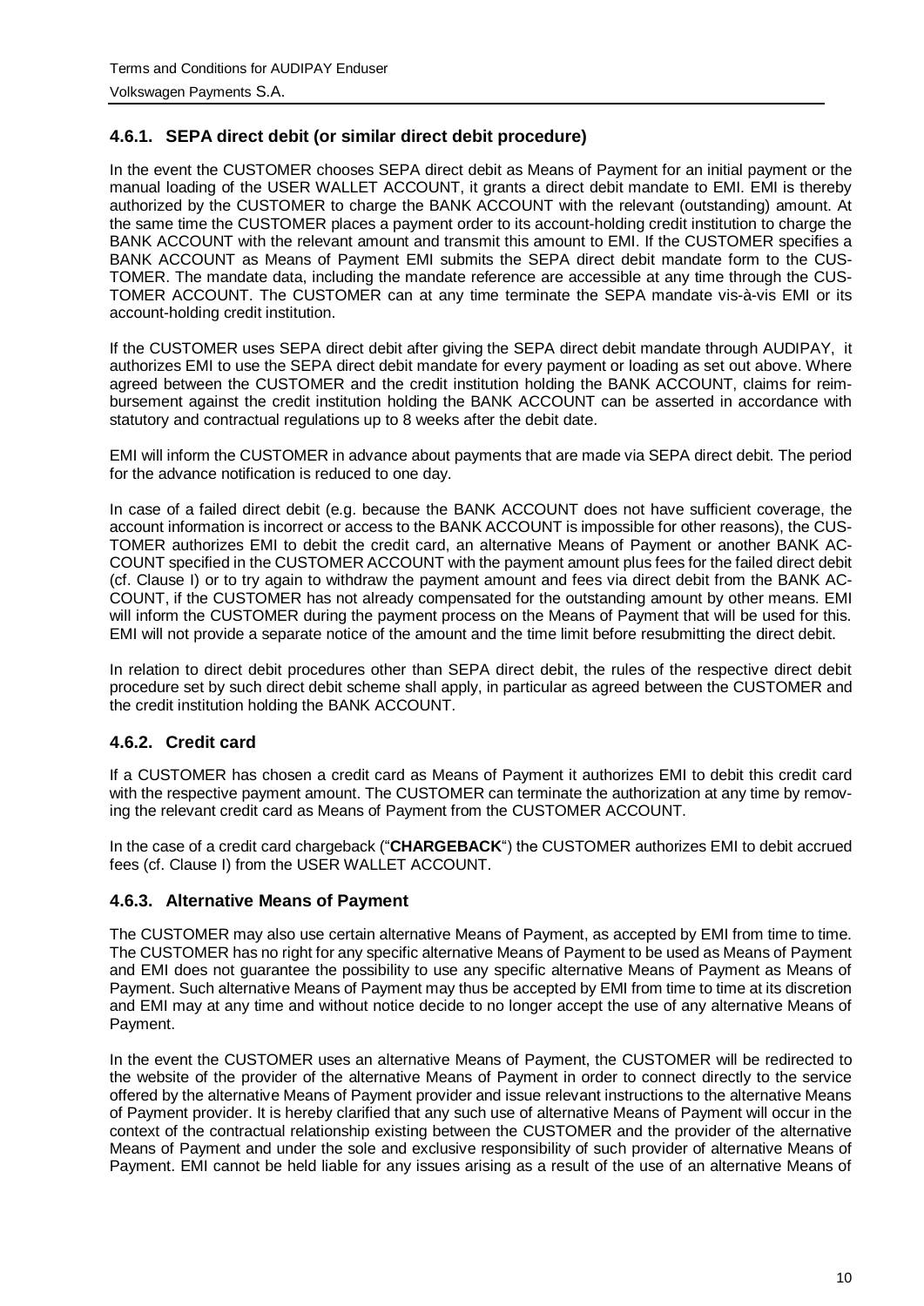### 4.6.1. SEPA direct debit (or similar direct debit procedure)

In the event the CUSTOMER chooses SEPA direct debit as Means of Payment for an initial payment or the manual loading of the USER WALLET ACCOUNT, it grants a direct debit mandate to EMI. EMI is thereby authorized by the CUSTOMER to charge the BANK ACCOUNT with the relevant (outstanding) amount. At the same time the CUSTOMER places a payment order to its account-holding credit institution to charge the BANK ACCOUNT with the relevant amount and transmit this amount to EMI. If the CUSTOMER specifies a BANK ACCOUNT as Means of Payment EMI submits the SEPA direct debit mandate form to the CUSTOMER. The mandate data, including the mandate reference are accessible at any time through the CUSTOMER ACCOUNT. The CUSTOMER can at any time terminate the SEPA mandate vis-à-vis EMI or its account-holding credit institution.

If the CUSTOMER uses SEPA direct debit after giving the SEPA direct debit mandate through AUDIPAY, it authorizes EMI to use the SEPA direct debit mandate for every payment or loading as set out above. Where agreed between the CUSTOMER and the credit institution holding the BANK ACCOUNT, claims for reimbursement against the credit institution holding the BANK ACCOUNT can be asserted in accordance with statutory and contractual regulations up to 8 weeks after the debit date.

EMI will inform the CUSTOMER in advance about payments that are made via SEPA direct debit. The period for the advance notification is reduced to one day.

In case of a failed direct debit (e.g. because the BANK ACCOUNT does not have sufficient coverage, the account information is incorrect or access to the BANK ACCOUNT is impossible for other reasons), the CUSTOMER authorizes EMI to debit the credit card, an alternative Means of Payment or another BANK ACCOUNT specified in the CUSTOMER ACCOUNT with the payment amount plus fees for the failed direct debit (cf. Clause I) or to try again to withdraw the payment amount and fees via direct debit from the BANK ACCOUNT, if the CUSTOMER has not already compensated for the outstanding amount by other means. EMI will inform the CUSTOMER during the payment process on the Means of Payment that will be used for this. EMI will not provide a separate notice of the amount and the time limit before resubmitting the direct debit.

In relation to direct debit procedures other than SEPA direct debit, the rules of the respective direct debit procedure set by such direct debit scheme shall apply, in particular as agreed between the CUSTOMER and the credit institution holding the BANK ACCOUNT.

### 4.6.2. Credit card

If a CUSTOMER has chosen a credit card as Means of Payment it authorizes EMI to debit this credit card with the respective payment amount. The CUSTOMER can terminate the authorization at any time by removing the relevant credit card as Means of Payment from the CUSTOMER ACCOUNT.

In the case of a credit card chargeback ("**CHARGEBACK**") the CUSTOMER authorizes EMI to debit accrued fees (cf. Clause I) from the USER WALLET ACCOUNT.

### 4.6.3. Alternative Means of Payment

The CUSTOMER may also use certain alternative Means of Payment, as accepted by EMI from time to time. The CUSTOMER has no right for any specific alternative Means of Payment to be used as Means of Payment and EMI does not guarantee the possibility to use any specific alternative Means of Payment as Means of Payment. Such alternative Means of Payment may thus be accepted by EMI from time to time at its discretion and EMI may at any time and without notice decide to no longer accept the use of any alternative Means of Payment.

In the event the CUSTOMER uses an alternative Means of Payment, the CUSTOMER will be redirected to the website of the provider of the alternative Means of Payment in order to connect directly to the service offered by the alternative Means of Payment provider and issue relevant instructions to the alternative Means of Payment provider. It is hereby clarified that any such use of alternative Means of Payment will occur in the context of the contractual relationship existing between the CUSTOMER and the provider of the alternative Means of Payment and under the sole and exclusive responsibility of such provider of alternative Means of Payment. EMI cannot be held liable for any issues arising as a result of the use of an alternative Means of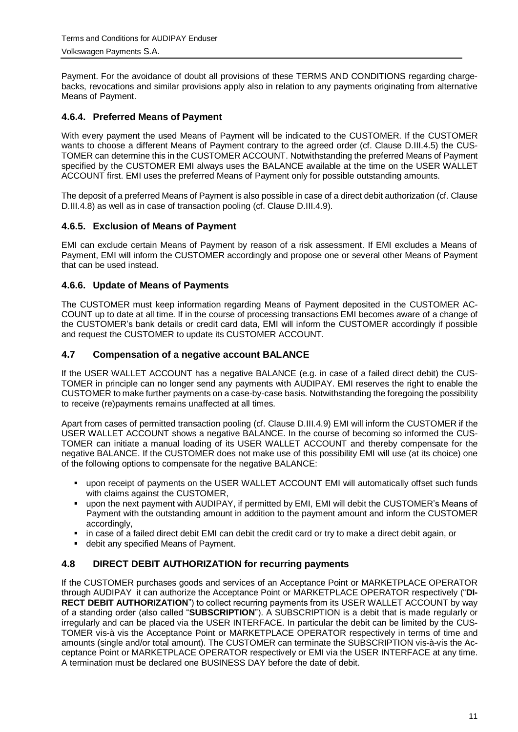Payment. For the avoidance of doubt all provisions of these TERMS AND CONDITIONS regarding chargebacks, revocations and similar provisions apply also in relation to any payments originating from alternative Means of Payment.

### 4.6.4. Preferred Means of Payment

With every payment the used Means of Payment will be indicated to the CUSTOMER. If the CUSTOMER wants to choose a different Means of Payment contrary to the agreed order (cf. Clause D.III.4.5) the CUSTOMER can determine this in the CUSTOMER ACCOUNT. Notwithstanding the preferred Means of Payment specified by the CUSTOMER EMI always uses the BALANCE available at the time on the USER WALLET ACCOUNT first. EMI uses the preferred Means of Payment only for possible outstanding amounts.

The deposit of a preferred Means of Payment is also possible in case of a direct debit authorization (cf. Clause D.III.4.8) as well as in case of transaction pooling (cf. Clause D.III.4.9).

### 4.6.5. Exclusion of Means of Payment

EMI can exclude certain Means of Payment by reason of a risk assessment. If EMI excludes a Means of Payment, EMI will inform the CUSTOMER accordingly and propose one or several other Means of Payment that can be used instead.

### 4.6.6. Update of Means of Payments

The CUSTOMER must keep information regarding Means of Payment deposited in the CUSTOMER ACCOUNT up to date at all time. If in the course of processing transactions EMI becomes aware of a change of the CUSTOMER's bank details or credit card data, EMI will inform the CUSTOMER accordingly if possible and request the CUSTOMER to update its CUSTOMER ACCOUNT.

## 4.7 Compensation of a negative account BALANCE

If the USER WALLET ACCOUNT has a negative BALANCE (e.g. in case of a failed direct debit) the CUSTOMER in principle can no longer send any payments with AUDIPAY. EMI reserves the right to enable the CUSTOMER to make further payments on a case-by-case basis. Notwithstanding the foregoing the possibility to receive (re)payments remains unaffected at all times.

Apart from cases of permitted transaction pooling (cf. Clause D.III.4.9) EMI will inform the CUSTOMER if the USER WALLET ACCOUNT shows a negative BALANCE. In the course of becoming so informed the CUSTOMER can initiate a manual loading of its USER WALLET ACCOUNT and thereby compensate for the negative BALANCE. If the CUSTOMER does not make use of this possibility EMI will use (at its choice) one of the following options to compensate for the negative BALANCE:

- upon receipt of payments on the USER WALLET ACCOUNT EMI will automatically offset such funds with claims against the CUSTOMER,
- upon the next payment with AUDIPAY, if permitted by EMI, EMI will debit the CUSTOMER's Means of Payment with the outstanding amount in addition to the payment amount and inform the CUSTOMER accordingly,
- in case of a failed direct debit EMI can debit the credit card or try to make a direct debit again, or
- debit any specified Means of Payment.

## 4.8 DIRECT DEBIT AUTHORIZATION for recurring payments

If the CUSTOMER purchases goods and services of an Acceptance Point or MARKETPLACE OPERATOR through AUDIPAY it can authorize the Acceptance Point or MARKETPLACE OPERATOR respectively ("**DIRECT DEBIT AUTHORIZATION**") to collect recurring payments from its USER WALLET ACCOUNT by way of a standing order (also called "**SUBSCRIPTION**"). A SUBSCRIPTION is a debit that is made regularly or irregularly and can be placed via the USER INTERFACE. In particular the debit can be limited by the CUSTOMER vis-à vis the Acceptance Point or MARKETPLACE OPERATOR respectively in terms of time and amounts (single and/or total amount). The CUSTOMER can terminate the SUBSCRIPTION vis-à-vis the Acceptance Point or MARKETPLACE OPERATOR respectively or EMI via the USER INTERFACE at any time. A termination must be declared one BUSINESS DAY before the date of debit.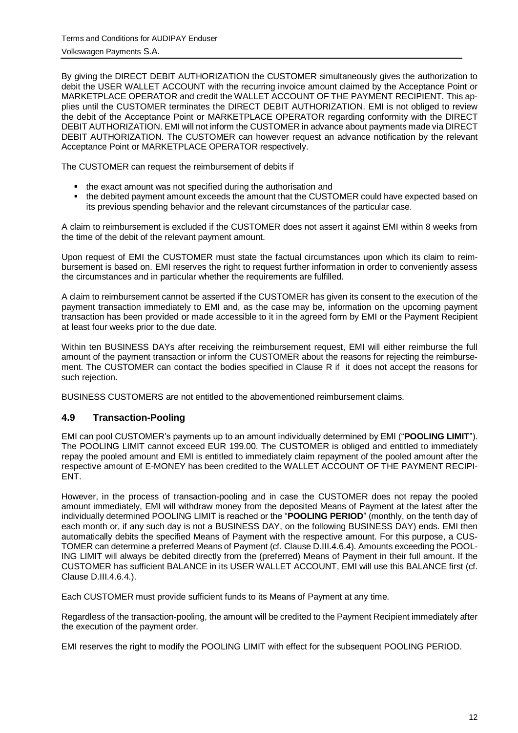By giving the DIRECT DEBIT AUTHORIZATION the CUSTOMER simultaneously gives the authorization to debit the USER WALLET ACCOUNT with the recurring invoice amount claimed by the Acceptance Point or MARKETPLACE OPERATOR and credit the WALLET ACCOUNT OF THE PAYMENT RECIPIENT. This applies until the CUSTOMER terminates the DIRECT DEBIT AUTHORIZATION. EMI is not obliged to review the debit of the Acceptance Point or MARKETPLACE OPERATOR regarding conformity with the DIRECT DEBIT AUTHORIZATION. EMI will not inform the CUSTOMER in advance about payments made via DIRECT DEBIT AUTHORIZATION. The CUSTOMER can however request an advance notification by the relevant Acceptance Point or MARKETPLACE OPERATOR respectively.

The CUSTOMER can request the reimbursement of debits if

- the exact amount was not specified during the authorisation and
- the debited payment amount exceeds the amount that the CUSTOMER could have expected based on its previous spending behavior and the relevant circumstances of the particular case.

A claim to reimbursement is excluded if the CUSTOMER does not assert it against EMI within 8 weeks from the time of the debit of the relevant payment amount.

Upon request of EMI the CUSTOMER must state the factual circumstances upon which its claim to reimbursement is based on. EMI reserves the right to request further information in order to conveniently assess the circumstances and in particular whether the requirements are fulfilled.

A claim to reimbursement cannot be asserted if the CUSTOMER has given its consent to the execution of the payment transaction immediately to EMI and, as the case may be, information on the upcoming payment transaction has been provided or made accessible to it in the agreed form by EMI or the Payment Recipient at least four weeks prior to the due date.

Within ten BUSINESS DAYs after receiving the reimbursement request, EMI will either reimburse the full amount of the payment transaction or inform the CUSTOMER about the reasons for rejecting the reimbursement. The CUSTOMER can contact the bodies specified in Clause R if it does not accept the reasons for such rejection.

BUSINESS CUSTOMERS are not entitled to the abovementioned reimbursement claims.

### 4.9 Transaction-Pooling

EMI can pool CUSTOMER's payments up to an amount individually determined by EMI ("**POOLING LIMIT**"). The POOLING LIMIT cannot exceed EUR 199.00. The CUSTOMER is obliged and entitled to immediately repay the pooled amount and EMI is entitled to immediately claim repayment of the pooled amount after the respective amount of E-MONEY has been credited to the WALLET ACCOUNT OF THE PAYMENT RECIPIENT.

However, in the process of transaction-pooling and in case the CUSTOMER does not repay the pooled amount immediately, EMI will withdraw money from the deposited Means of Payment at the latest after the individually determined POOLING LIMIT is reached or the "**POOLING PERIOD**" (monthly, on the tenth day of each month or, if any such day is not a BUSINESS DAY, on the following BUSINESS DAY) ends. EMI then automatically debits the specified Means of Payment with the respective amount. For this purpose, a CUSTOMER can determine a preferred Means of Payment (cf. Clause D.III.4.6.4). Amounts exceeding the POOLING LIMIT will always be debited directly from the (preferred) Means of Payment in their full amount. If the CUSTOMER has sufficient BALANCE in its USER WALLET ACCOUNT, EMI will use this BALANCE first (cf. Clause D.III.4.6.4.).

Each CUSTOMER must provide sufficient funds to its Means of Payment at any time.

Regardless of the transaction-pooling, the amount will be credited to the Payment Recipient immediately after the execution of the payment order.

EMI reserves the right to modify the POOLING LIMIT with effect for the subsequent POOLING PERIOD.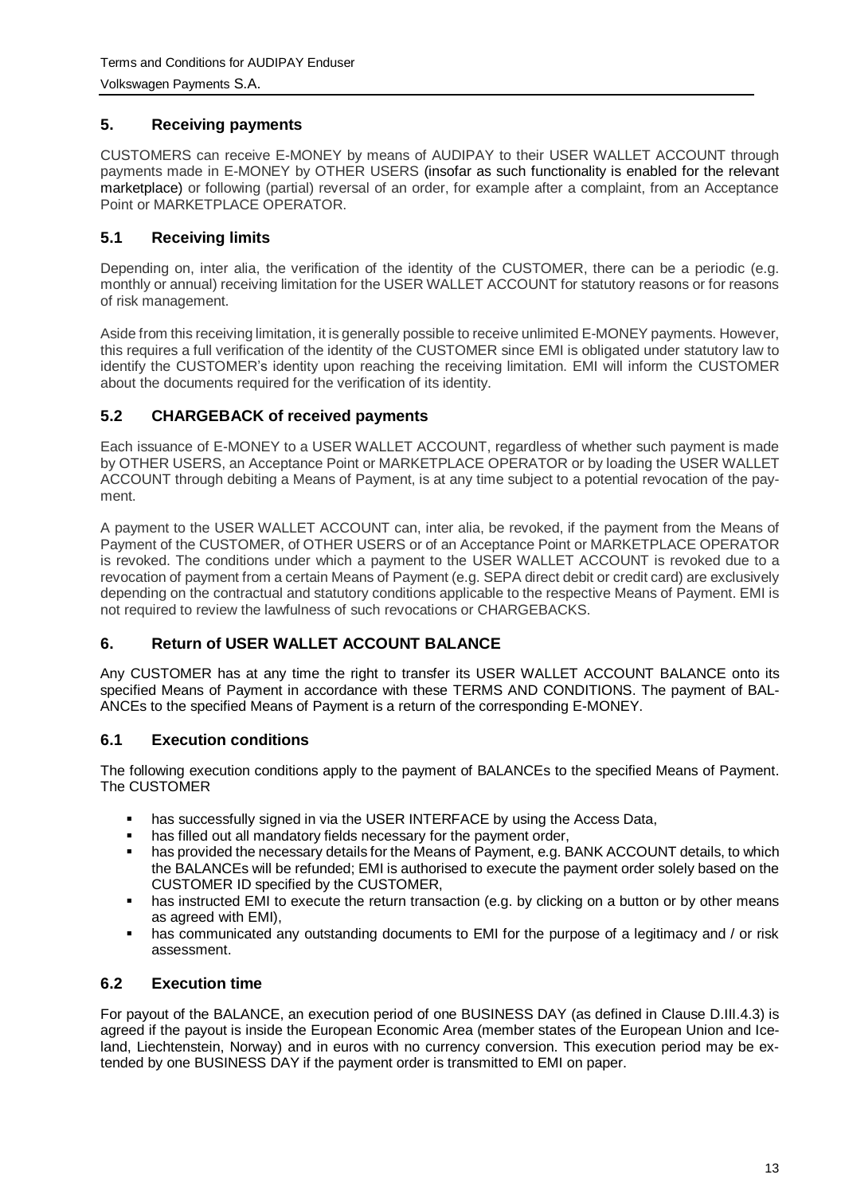## 5. Receiving payments

CUSTOMERS can receive E-MONEY by means of AUDIPAY to their USER WALLET ACCOUNT through payments made in E-MONEY by OTHER USERS (insofar as such functionality is enabled for the relevant marketplace) or following (partial) reversal of an order, for example after a complaint, from an Acceptance Point or MARKETPLACE OPERATOR.

### 5.1 Receiving limits

Depending on, inter alia, the verification of the identity of the CUSTOMER, there can be a periodic (e.g. monthly or annual) receiving limitation for the USER WALLET ACCOUNT for statutory reasons or for reasons of risk management.

Aside from this receiving limitation, it is generally possible to receive unlimited E-MONEY payments. However, this requires a full verification of the identity of the CUSTOMER since EMI is obligated under statutory law to identify the CUSTOMER's identity upon reaching the receiving limitation. EMI will inform the CUSTOMER about the documents required for the verification of its identity.

### 5.2 CHARGEBACK of received payments

Each issuance of E-MONEY to a USER WALLET ACCOUNT, regardless of whether such payment is made by OTHER USERS, an Acceptance Point or MARKETPLACE OPERATOR or by loading the USER WALLET ACCOUNT through debiting a Means of Payment, is at any time subject to a potential revocation of the payment.

A payment to the USER WALLET ACCOUNT can, inter alia, be revoked, if the payment from the Means of Payment of the CUSTOMER, of OTHER USERS or of an Acceptance Point or MARKETPLACE OPERATOR is revoked. The conditions under which a payment to the USER WALLET ACCOUNT is revoked due to a revocation of payment from a certain Means of Payment (e.g. SEPA direct debit or credit card) are exclusively depending on the contractual and statutory conditions applicable to the respective Means of Payment. EMI is not required to review the lawfulness of such revocations or CHARGEBACKS.

## 6. Return of USER WALLET ACCOUNT BALANCE

Any CUSTOMER has at any time the right to transfer its USER WALLET ACCOUNT BALANCE onto its specified Means of Payment in accordance with these TERMS AND CONDITIONS. The payment of BALANCEs to the specified Means of Payment is a return of the corresponding E-MONEY.

### 6.1 Execution conditions

The following execution conditions apply to the payment of BALANCEs to the specified Means of Payment. The CUSTOMER

- has successfully signed in via the USER INTERFACE by using the Access Data,
- has filled out all mandatory fields necessary for the payment order,
- has provided the necessary details for the Means of Payment, e.g. BANK ACCOUNT details, to which the BALANCEs will be refunded; EMI is authorised to execute the payment order solely based on the CUSTOMER ID specified by the CUSTOMER,
- has instructed EMI to execute the return transaction (e.g. by clicking on a button or by other means as agreed with EMI),
- has communicated any outstanding documents to EMI for the purpose of a legitimacy and / or risk assessment.

### 6.2 Execution time

For payout of the BALANCE, an execution period of one BUSINESS DAY (as defined in Clause D.III.4.3) is agreed if the payout is inside the European Economic Area (member states of the European Union and Iceland, Liechtenstein, Norway) and in euros with no currency conversion. This execution period may be extended by one BUSINESS DAY if the payment order is transmitted to EMI on paper.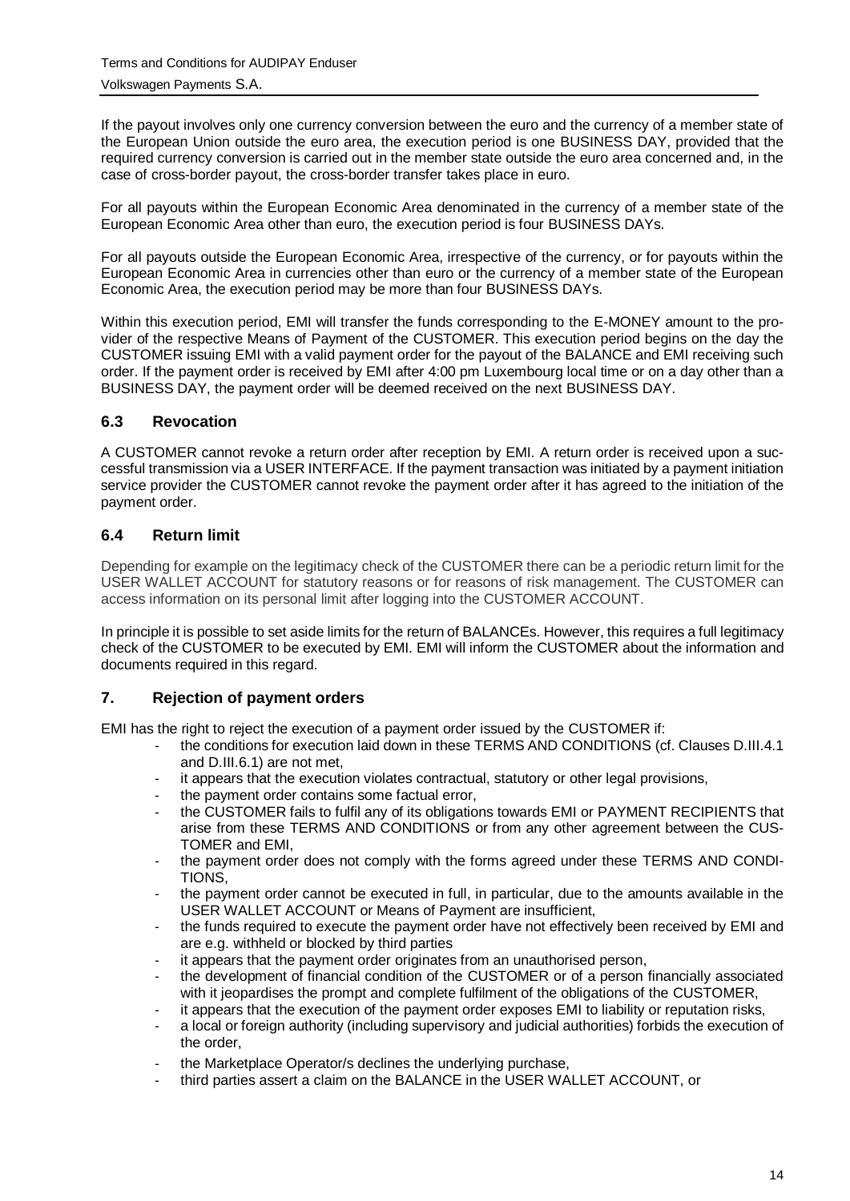If the payout involves only one currency conversion between the euro and the currency of a member state of the European Union outside the euro area, the execution period is one BUSINESS DAY, provided that the required currency conversion is carried out in the member state outside the euro area concerned and, in the case of cross-border payout, the cross-border transfer takes place in euro.

For all payouts within the European Economic Area denominated in the currency of a member state of the European Economic Area other than euro, the execution period is four BUSINESS DAYs.

For all payouts outside the European Economic Area, irrespective of the currency, or for payouts within the European Economic Area in currencies other than euro or the currency of a member state of the European Economic Area, the execution period may be more than four BUSINESS DAYs.

Within this execution period, EMI will transfer the funds corresponding to the E-MONEY amount to the provider of the respective Means of Payment of the CUSTOMER. This execution period begins on the day the CUSTOMER issuing EMI with a valid payment order for the payout of the BALANCE and EMI receiving such order. If the payment order is received by EMI after 4:00 pm Luxembourg local time or on a day other than a BUSINESS DAY, the payment order will be deemed received on the next BUSINESS DAY.

### 6.3 Revocation

A CUSTOMER cannot revoke a return order after reception by EMI. A return order is received upon a successful transmission via a USER INTERFACE. If the payment transaction was initiated by a payment initiation service provider the CUSTOMER cannot revoke the payment order after it has agreed to the initiation of the payment order.

### 6.4 Return limit

Depending for example on the legitimacy check of the CUSTOMER there can be a periodic return limit for the USER WALLET ACCOUNT for statutory reasons or for reasons of risk management. The CUSTOMER can access information on its personal limit after logging into the CUSTOMER ACCOUNT.

In principle it is possible to set aside limits for the return of BALANCEs. However, this requires a full legitimacy check of the CUSTOMER to be executed by EMI. EMI will inform the CUSTOMER about the information and documents required in this regard.

## 7. Rejection of payment orders

EMI has the right to reject the execution of a payment order issued by the CUSTOMER if:

- the conditions for execution laid down in these TERMS AND CONDITIONS (cf. Clauses D.III.4.1 and D.III.6.1) are not met,
- it appears that the execution violates contractual, statutory or other legal provisions,
- the payment order contains some factual error,
- the CUSTOMER fails to fulfil any of its obligations towards EMI or PAYMENT RECIPIENTS that arise from these TERMS AND CONDITIONS or from any other agreement between the CUSTOMER and EMI,
- the payment order does not comply with the forms agreed under these TERMS AND CONDITIONS,
- the payment order cannot be executed in full, in particular, due to the amounts available in the USER WALLET ACCOUNT or Means of Payment are insufficient,
- the funds required to execute the payment order have not effectively been received by EMI and are e.g. withheld or blocked by third parties
- it appears that the payment order originates from an unauthorised person,
- the development of financial condition of the CUSTOMER or of a person financially associated with it jeopardises the prompt and complete fulfilment of the obligations of the CUSTOMER,
- it appears that the execution of the payment order exposes EMI to liability or reputation risks,
- a local or foreign authority (including supervisory and judicial authorities) forbids the execution of the order,
- the Marketplace Operator/s declines the underlying purchase,
- third parties assert a claim on the BALANCE in the USER WALLET ACCOUNT, or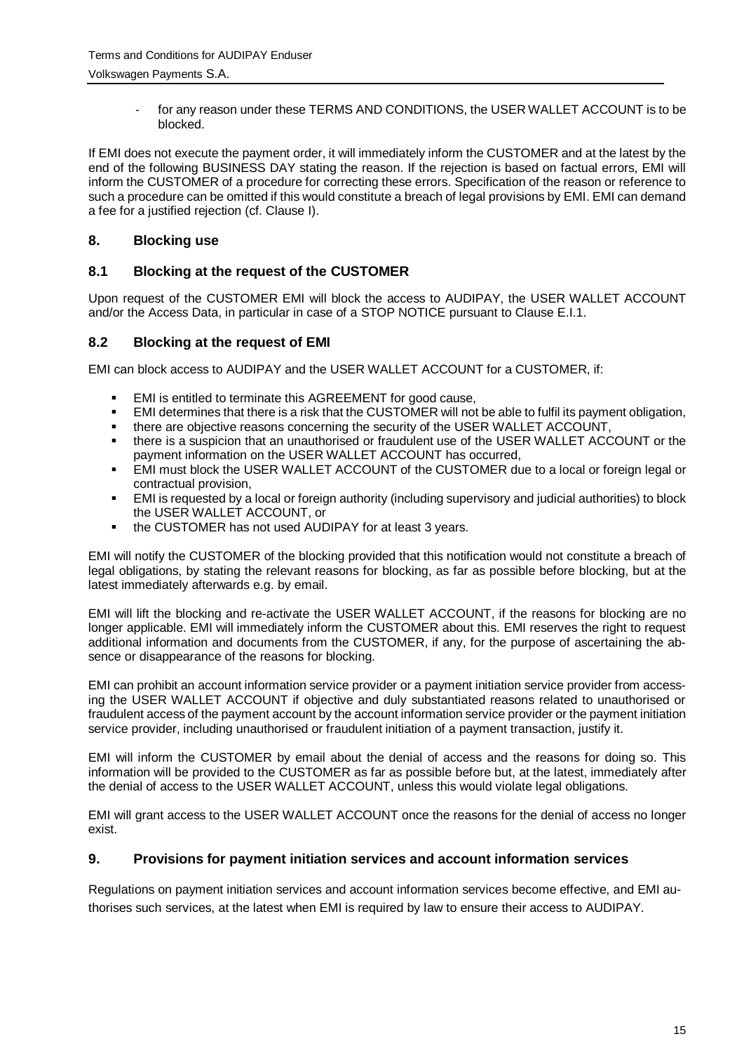- for any reason under these TERMS AND CONDITIONS, the USER WALLET ACCOUNT is to be blocked.

If EMI does not execute the payment order, it will immediately inform the CUSTOMER and at the latest by the end of the following BUSINESS DAY stating the reason. If the rejection is based on factual errors, EMI will inform the CUSTOMER of a procedure for correcting these errors. Specification of the reason or reference to such a procedure can be omitted if this would constitute a breach of legal provisions by EMI. EMI can demand a fee for a justified rejection (cf. Clause I).

## 8. Blocking use

### 8.1 Blocking at the request of the CUSTOMER

Upon request of the CUSTOMER EMI will block the access to AUDIPAY, the USER WALLET ACCOUNT and/or the Access Data, in particular in case of a STOP NOTICE pursuant to Clause E.I.1.

### 8.2 Blocking at the request of EMI

EMI can block access to AUDIPAY and the USER WALLET ACCOUNT for a CUSTOMER, if:

- EMI is entitled to terminate this AGREEMENT for good cause,
- EMI determines that there is a risk that the CUSTOMER will not be able to fulfil its payment obligation,
- there are objective reasons concerning the security of the USER WALLET ACCOUNT,
- there is a suspicion that an unauthorised or fraudulent use of the USER WALLET ACCOUNT or the payment information on the USER WALLET ACCOUNT has occurred,
- EMI must block the USER WALLET ACCOUNT of the CUSTOMER due to a local or foreign legal or contractual provision,
- EMI is requested by a local or foreign authority (including supervisory and judicial authorities) to block the USER WALLET ACCOUNT, or
- the CUSTOMER has not used AUDIPAY for at least 3 years.

EMI will notify the CUSTOMER of the blocking provided that this notification would not constitute a breach of legal obligations, by stating the relevant reasons for blocking, as far as possible before blocking, but at the latest immediately afterwards e.g. by email.

EMI will lift the blocking and re-activate the USER WALLET ACCOUNT, if the reasons for blocking are no longer applicable. EMI will immediately inform the CUSTOMER about this. EMI reserves the right to request additional information and documents from the CUSTOMER, if any, for the purpose of ascertaining the absence or disappearance of the reasons for blocking.

EMI can prohibit an account information service provider or a payment initiation service provider from accessing the USER WALLET ACCOUNT if objective and duly substantiated reasons related to unauthorised or fraudulent access of the payment account by the account information service provider or the payment initiation service provider, including unauthorised or fraudulent initiation of a payment transaction, justify it.

EMI will inform the CUSTOMER by email about the denial of access and the reasons for doing so. This information will be provided to the CUSTOMER as far as possible before but, at the latest, immediately after the denial of access to the USER WALLET ACCOUNT, unless this would violate legal obligations.

EMI will grant access to the USER WALLET ACCOUNT once the reasons for the denial of access no longer exist.

## 9. Provisions for payment initiation services and account information services

Regulations on payment initiation services and account information services become effective, and EMI authorises such services, at the latest when EMI is required by law to ensure their access to AUDIPAY.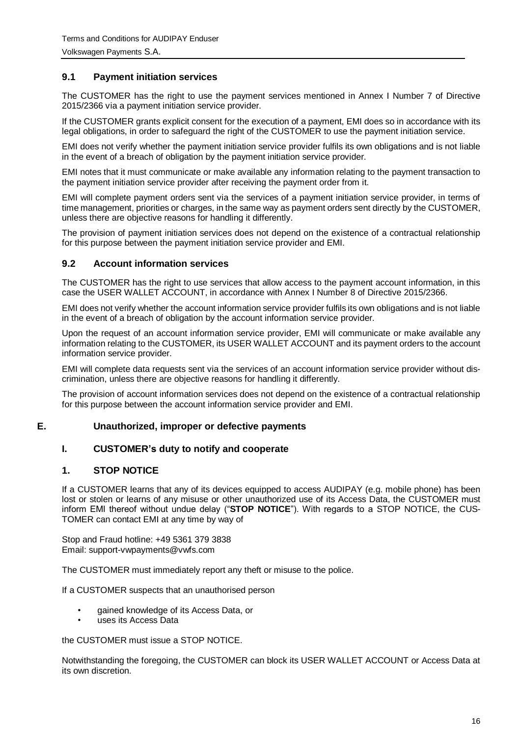### 9.1 Payment initiation services

The CUSTOMER has the right to use the payment services mentioned in Annex I Number 7 of Directive 2015/2366 via a payment initiation service provider.

If the CUSTOMER grants explicit consent for the execution of a payment, EMI does so in accordance with its legal obligations, in order to safeguard the right of the CUSTOMER to use the payment initiation service.

EMI does not verify whether the payment initiation service provider fulfils its own obligations and is not liable in the event of a breach of obligation by the payment initiation service provider.

EMI notes that it must communicate or make available any information relating to the payment transaction to the payment initiation service provider after receiving the payment order from it.

EMI will complete payment orders sent via the services of a payment initiation service provider, in terms of time management, priorities or charges, in the same way as payment orders sent directly by the CUSTOMER, unless there are objective reasons for handling it differently.

The provision of payment initiation services does not depend on the existence of a contractual relationship for this purpose between the payment initiation service provider and EMI.

### 9.2 Account information services

The CUSTOMER has the right to use services that allow access to the payment account information, in this case the USER WALLET ACCOUNT, in accordance with Annex I Number 8 of Directive 2015/2366.

EMI does not verify whether the account information service provider fulfils its own obligations and is not liable in the event of a breach of obligation by the account information service provider.

Upon the request of an account information service provider, EMI will communicate or make available any information relating to the CUSTOMER, its USER WALLET ACCOUNT and its payment orders to the account information service provider.

EMI will complete data requests sent via the services of an account information service provider without discrimination, unless there are objective reasons for handling it differently.

The provision of account information services does not depend on the existence of a contractual relationship for this purpose between the account information service provider and EMI.

## E. Unauthorized, improper or defective payments

### I. CUSTOMER's duty to notify and cooperate

### 1. STOP NOTICE

If a CUSTOMER learns that any of its devices equipped to access AUDIPAY (e.g. mobile phone) has been lost or stolen or learns of any misuse or other unauthorized use of its Access Data, the CUSTOMER must inform EMI thereof without undue delay ("**STOP NOTICE**"). With regards to a STOP NOTICE, the CUSTOMER can contact EMI at any time by way of

Stop and Fraud hotline: +49 5361 379 3838
Email: support-vwpayments@vwfs.com

The CUSTOMER must immediately report any theft or misuse to the police.

If a CUSTOMER suspects that an unauthorised person

- gained knowledge of its Access Data, or
- uses its Access Data

the CUSTOMER must issue a STOP NOTICE.

Notwithstanding the foregoing, the CUSTOMER can block its USER WALLET ACCOUNT or Access Data at its own discretion.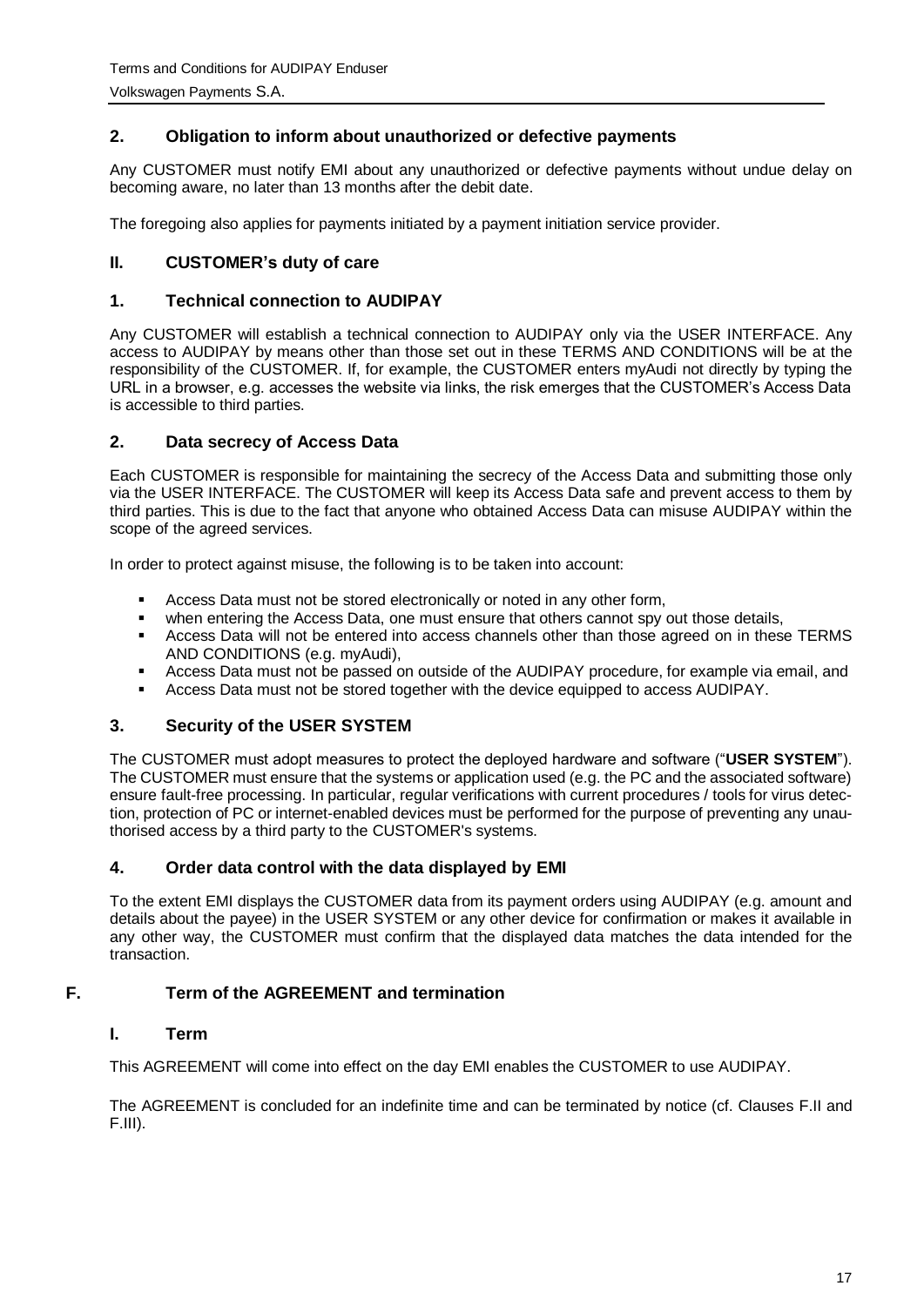### 2. Obligation to inform about unauthorized or defective payments

Any CUSTOMER must notify EMI about any unauthorized or defective payments without undue delay on becoming aware, no later than 13 months after the debit date.

The foregoing also applies for payments initiated by a payment initiation service provider.

## II. CUSTOMER's duty of care

### 1. Technical connection to AUDIPAY

Any CUSTOMER will establish a technical connection to AUDIPAY only via the USER INTERFACE. Any access to AUDIPAY by means other than those set out in these TERMS AND CONDITIONS will be at the responsibility of the CUSTOMER. If, for example, the CUSTOMER enters myAudi not directly by typing the URL in a browser, e.g. accesses the website via links, the risk emerges that the CUSTOMER's Access Data is accessible to third parties.

### 2. Data secrecy of Access Data

Each CUSTOMER is responsible for maintaining the secrecy of the Access Data and submitting those only via the USER INTERFACE. The CUSTOMER will keep its Access Data safe and prevent access to them by third parties. This is due to the fact that anyone who obtained Access Data can misuse AUDIPAY within the scope of the agreed services.

In order to protect against misuse, the following is to be taken into account:

- Access Data must not be stored electronically or noted in any other form,
- when entering the Access Data, one must ensure that others cannot spy out those details,
- Access Data will not be entered into access channels other than those agreed on in these TERMS AND CONDITIONS (e.g. myAudi),
- Access Data must not be passed on outside of the AUDIPAY procedure, for example via email, and
- Access Data must not be stored together with the device equipped to access AUDIPAY.

### 3. Security of the USER SYSTEM

The CUSTOMER must adopt measures to protect the deployed hardware and software ("**USER SYSTEM**"). The CUSTOMER must ensure that the systems or application used (e.g. the PC and the associated software) ensure fault-free processing. In particular, regular verifications with current procedures / tools for virus detection, protection of PC or internet-enabled devices must be performed for the purpose of preventing any unauthorised access by a third party to the CUSTOMER's systems.

### 4. Order data control with the data displayed by EMI

To the extent EMI displays the CUSTOMER data from its payment orders using AUDIPAY (e.g. amount and details about the payee) in the USER SYSTEM or any other device for confirmation or makes it available in any other way, the CUSTOMER must confirm that the displayed data matches the data intended for the transaction.

# F. Term of the AGREEMENT and termination

## I. Term

This AGREEMENT will come into effect on the day EMI enables the CUSTOMER to use AUDIPAY.

The AGREEMENT is concluded for an indefinite time and can be terminated by notice (cf. Clauses F.II and F.III).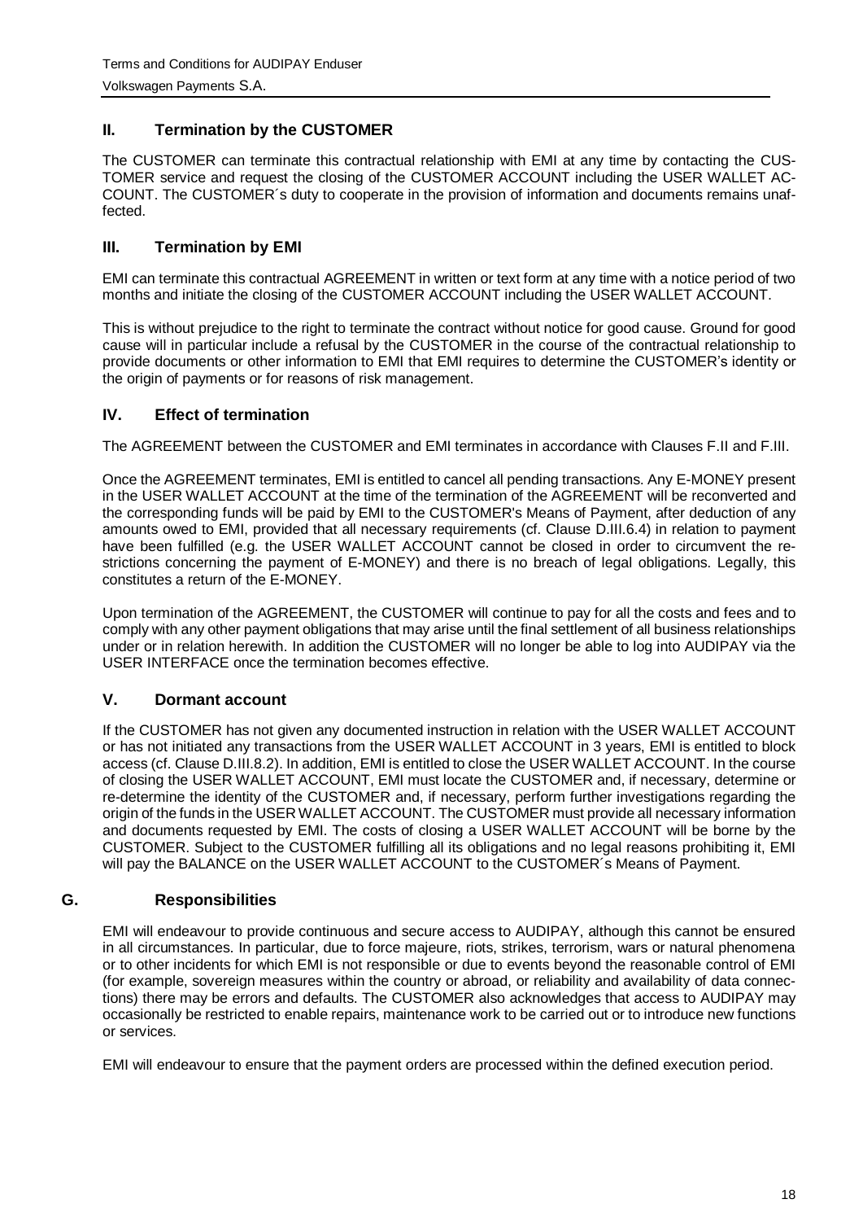### II. Termination by the CUSTOMER

The CUSTOMER can terminate this contractual relationship with EMI at any time by contacting the CUSTOMER service and request the closing of the CUSTOMER ACCOUNT including the USER WALLET ACCOUNT. The CUSTOMER´s duty to cooperate in the provision of information and documents remains unaffected.

### III. Termination by EMI

EMI can terminate this contractual AGREEMENT in written or text form at any time with a notice period of two months and initiate the closing of the CUSTOMER ACCOUNT including the USER WALLET ACCOUNT.

This is without prejudice to the right to terminate the contract without notice for good cause. Ground for good cause will in particular include a refusal by the CUSTOMER in the course of the contractual relationship to provide documents or other information to EMI that EMI requires to determine the CUSTOMER's identity or the origin of payments or for reasons of risk management.

### IV. Effect of termination

The AGREEMENT between the CUSTOMER and EMI terminates in accordance with Clauses F.II and F.III.

Once the AGREEMENT terminates, EMI is entitled to cancel all pending transactions. Any E-MONEY present in the USER WALLET ACCOUNT at the time of the termination of the AGREEMENT will be reconverted and the corresponding funds will be paid by EMI to the CUSTOMER's Means of Payment, after deduction of any amounts owed to EMI, provided that all necessary requirements (cf. Clause D.III.6.4) in relation to payment have been fulfilled (e.g. the USER WALLET ACCOUNT cannot be closed in order to circumvent the restrictions concerning the payment of E-MONEY) and there is no breach of legal obligations. Legally, this constitutes a return of the E-MONEY.

Upon termination of the AGREEMENT, the CUSTOMER will continue to pay for all the costs and fees and to comply with any other payment obligations that may arise until the final settlement of all business relationships under or in relation herewith. In addition the CUSTOMER will no longer be able to log into AUDIPAY via the USER INTERFACE once the termination becomes effective.

### V. Dormant account

If the CUSTOMER has not given any documented instruction in relation with the USER WALLET ACCOUNT or has not initiated any transactions from the USER WALLET ACCOUNT in 3 years, EMI is entitled to block access (cf. Clause D.III.8.2). In addition, EMI is entitled to close the USER WALLET ACCOUNT. In the course of closing the USER WALLET ACCOUNT, EMI must locate the CUSTOMER and, if necessary, determine or re-determine the identity of the CUSTOMER and, if necessary, perform further investigations regarding the origin of the funds in the USER WALLET ACCOUNT. The CUSTOMER must provide all necessary information and documents requested by EMI. The costs of closing a USER WALLET ACCOUNT will be borne by the CUSTOMER. Subject to the CUSTOMER fulfilling all its obligations and no legal reasons prohibiting it, EMI will pay the BALANCE on the USER WALLET ACCOUNT to the CUSTOMER´s Means of Payment.

## G. Responsibilities

EMI will endeavour to provide continuous and secure access to AUDIPAY, although this cannot be ensured in all circumstances. In particular, due to force majeure, riots, strikes, terrorism, wars or natural phenomena or to other incidents for which EMI is not responsible or due to events beyond the reasonable control of EMI (for example, sovereign measures within the country or abroad, or reliability and availability of data connections) there may be errors and defaults. The CUSTOMER also acknowledges that access to AUDIPAY may occasionally be restricted to enable repairs, maintenance work to be carried out or to introduce new functions or services.

EMI will endeavour to ensure that the payment orders are processed within the defined execution period.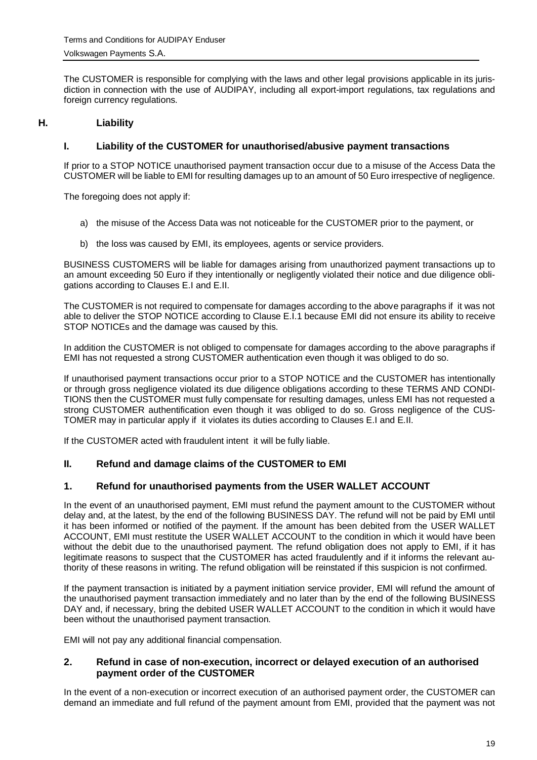The CUSTOMER is responsible for complying with the laws and other legal provisions applicable in its jurisdiction in connection with the use of AUDIPAY, including all export-import regulations, tax regulations and foreign currency regulations.

# H. Liability

## I. Liability of the CUSTOMER for unauthorised/abusive payment transactions

If prior to a STOP NOTICE unauthorised payment transaction occur due to a misuse of the Access Data the CUSTOMER will be liable to EMI for resulting damages up to an amount of 50 Euro irrespective of negligence.

The foregoing does not apply if:

a) the misuse of the Access Data was not noticeable for the CUSTOMER prior to the payment, or

b) the loss was caused by EMI, its employees, agents or service providers.

BUSINESS CUSTOMERS will be liable for damages arising from unauthorized payment transactions up to an amount exceeding 50 Euro if they intentionally or negligently violated their notice and due diligence obligations according to Clauses E.I and E.II.

The CUSTOMER is not required to compensate for damages according to the above paragraphs if it was not able to deliver the STOP NOTICE according to Clause E.I.1 because EMI did not ensure its ability to receive STOP NOTICEs and the damage was caused by this.

In addition the CUSTOMER is not obliged to compensate for damages according to the above paragraphs if EMI has not requested a strong CUSTOMER authentication even though it was obliged to do so.

If unauthorised payment transactions occur prior to a STOP NOTICE and the CUSTOMER has intentionally or through gross negligence violated its due diligence obligations according to these TERMS AND CONDITIONS then the CUSTOMER must fully compensate for resulting damages, unless EMI has not requested a strong CUSTOMER authentification even though it was obliged to do so. Gross negligence of the CUSTOMER may in particular apply if it violates its duties according to Clauses E.I and E.II.

If the CUSTOMER acted with fraudulent intent it will be fully liable.

## II. Refund and damage claims of the CUSTOMER to EMI

### 1. Refund for unauthorised payments from the USER WALLET ACCOUNT

In the event of an unauthorised payment, EMI must refund the payment amount to the CUSTOMER without delay and, at the latest, by the end of the following BUSINESS DAY. The refund will not be paid by EMI until it has been informed or notified of the payment. If the amount has been debited from the USER WALLET ACCOUNT, EMI must restitute the USER WALLET ACCOUNT to the condition in which it would have been without the debit due to the unauthorised payment. The refund obligation does not apply to EMI, if it has legitimate reasons to suspect that the CUSTOMER has acted fraudulently and if it informs the relevant authority of these reasons in writing. The refund obligation will be reinstated if this suspicion is not confirmed.

If the payment transaction is initiated by a payment initiation service provider, EMI will refund the amount of the unauthorised payment transaction immediately and no later than by the end of the following BUSINESS DAY and, if necessary, bring the debited USER WALLET ACCOUNT to the condition in which it would have been without the unauthorised payment transaction.

EMI will not pay any additional financial compensation.

### 2. Refund in case of non-execution, incorrect or delayed execution of an authorised payment order of the CUSTOMER

In the event of a non-execution or incorrect execution of an authorised payment order, the CUSTOMER can demand an immediate and full refund of the payment amount from EMI, provided that the payment was not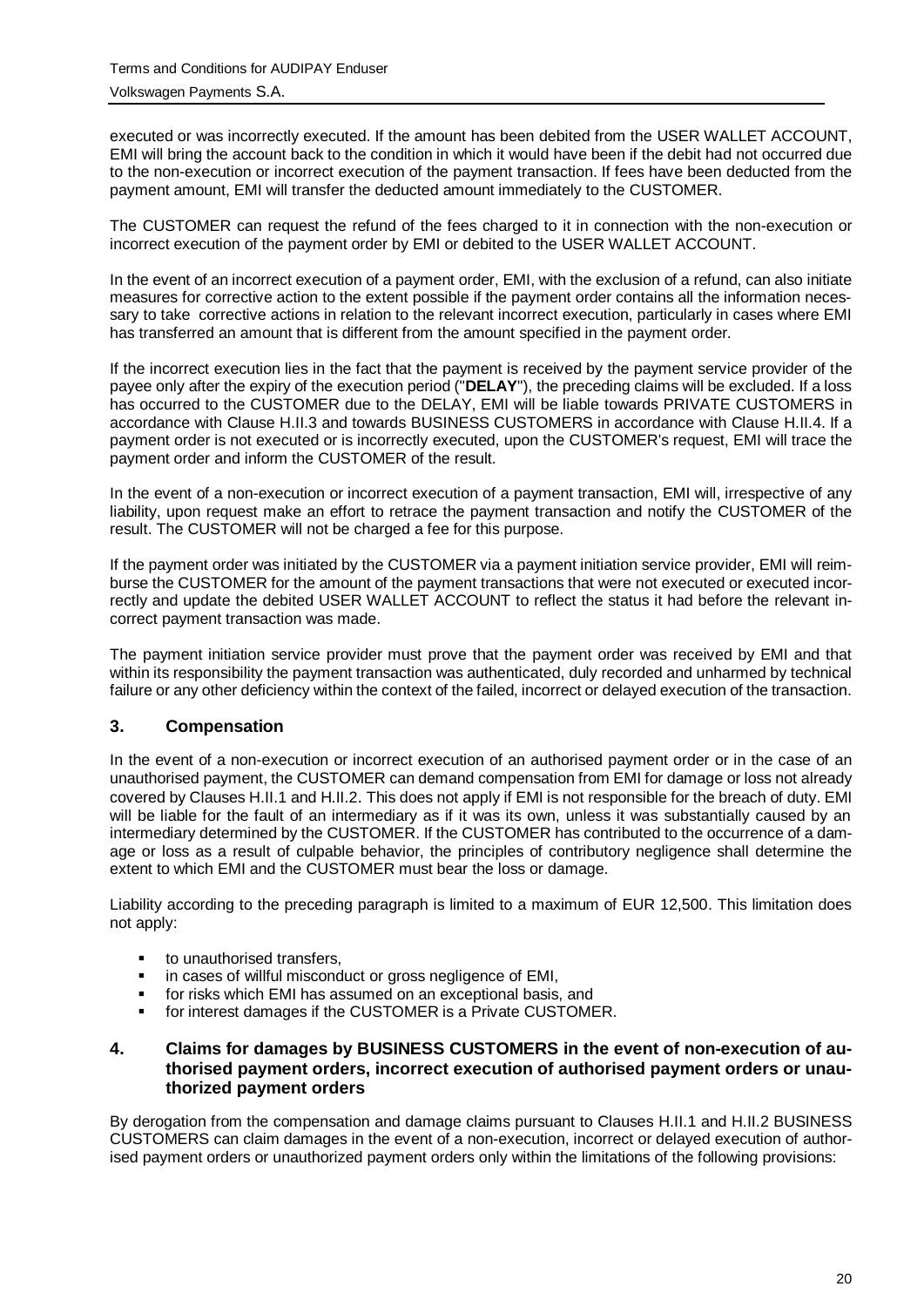executed or was incorrectly executed. If the amount has been debited from the USER WALLET ACCOUNT, EMI will bring the account back to the condition in which it would have been if the debit had not occurred due to the non-execution or incorrect execution of the payment transaction. If fees have been deducted from the payment amount, EMI will transfer the deducted amount immediately to the CUSTOMER.

The CUSTOMER can request the refund of the fees charged to it in connection with the non-execution or incorrect execution of the payment order by EMI or debited to the USER WALLET ACCOUNT.

In the event of an incorrect execution of a payment order, EMI, with the exclusion of a refund, can also initiate measures for corrective action to the extent possible if the payment order contains all the information necessary to take corrective actions in relation to the relevant incorrect execution, particularly in cases where EMI has transferred an amount that is different from the amount specified in the payment order.

If the incorrect execution lies in the fact that the payment is received by the payment service provider of the payee only after the expiry of the execution period ("**DELAY**"), the preceding claims will be excluded. If a loss has occurred to the CUSTOMER due to the DELAY, EMI will be liable towards PRIVATE CUSTOMERS in accordance with Clause H.II.3 and towards BUSINESS CUSTOMERS in accordance with Clause H.II.4. If a payment order is not executed or is incorrectly executed, upon the CUSTOMER's request, EMI will trace the payment order and inform the CUSTOMER of the result.

In the event of a non-execution or incorrect execution of a payment transaction, EMI will, irrespective of any liability, upon request make an effort to retrace the payment transaction and notify the CUSTOMER of the result. The CUSTOMER will not be charged a fee for this purpose.

If the payment order was initiated by the CUSTOMER via a payment initiation service provider, EMI will reimburse the CUSTOMER for the amount of the payment transactions that were not executed or executed incorrectly and update the debited USER WALLET ACCOUNT to reflect the status it had before the relevant incorrect payment transaction was made.

The payment initiation service provider must prove that the payment order was received by EMI and that within its responsibility the payment transaction was authenticated, duly recorded and unharmed by technical failure or any other deficiency within the context of the failed, incorrect or delayed execution of the transaction.

## 3. Compensation

In the event of a non-execution or incorrect execution of an authorised payment order or in the case of an unauthorised payment, the CUSTOMER can demand compensation from EMI for damage or loss not already covered by Clauses H.II.1 and H.II.2. This does not apply if EMI is not responsible for the breach of duty. EMI will be liable for the fault of an intermediary as if it was its own, unless it was substantially caused by an intermediary determined by the CUSTOMER. If the CUSTOMER has contributed to the occurrence of a damage or loss as a result of culpable behavior, the principles of contributory negligence shall determine the extent to which EMI and the CUSTOMER must bear the loss or damage.

Liability according to the preceding paragraph is limited to a maximum of EUR 12,500. This limitation does not apply:

- to unauthorised transfers,
- in cases of willful misconduct or gross negligence of EMI,
- for risks which EMI has assumed on an exceptional basis, and
- for interest damages if the CUSTOMER is a Private CUSTOMER.

## 4. Claims for damages by BUSINESS CUSTOMERS in the event of non-execution of authorised payment orders, incorrect execution of authorised payment orders or unauthorized payment orders

By derogation from the compensation and damage claims pursuant to Clauses H.II.1 and H.II.2 BUSINESS CUSTOMERS can claim damages in the event of a non-execution, incorrect or delayed execution of authorised payment orders or unauthorized payment orders only within the limitations of the following provisions: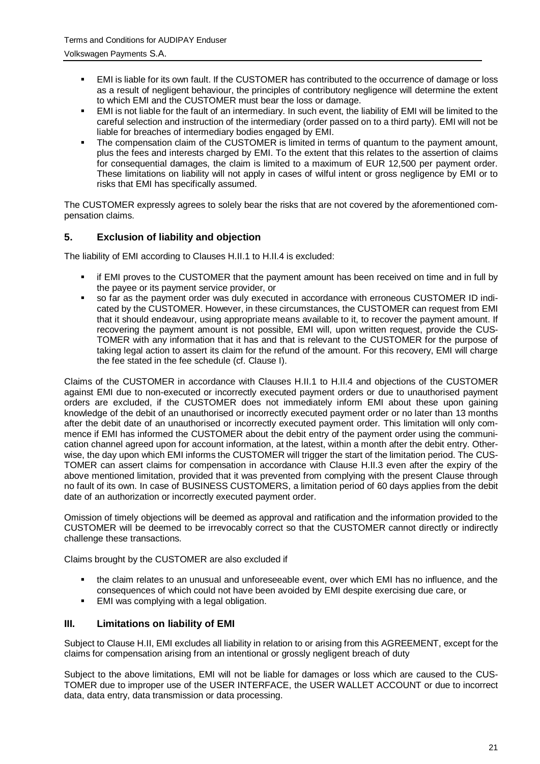- EMI is liable for its own fault. If the CUSTOMER has contributed to the occurrence of damage or loss as a result of negligent behaviour, the principles of contributory negligence will determine the extent to which EMI and the CUSTOMER must bear the loss or damage.
- EMI is not liable for the fault of an intermediary. In such event, the liability of EMI will be limited to the careful selection and instruction of the intermediary (order passed on to a third party). EMI will not be liable for breaches of intermediary bodies engaged by EMI.
- The compensation claim of the CUSTOMER is limited in terms of quantum to the payment amount, plus the fees and interests charged by EMI. To the extent that this relates to the assertion of claims for consequential damages, the claim is limited to a maximum of EUR 12,500 per payment order. These limitations on liability will not apply in cases of wilful intent or gross negligence by EMI or to risks that EMI has specifically assumed.

The CUSTOMER expressly agrees to solely bear the risks that are not covered by the aforementioned compensation claims.

## 5. Exclusion of liability and objection

The liability of EMI according to Clauses H.II.1 to H.II.4 is excluded:

- if EMI proves to the CUSTOMER that the payment amount has been received on time and in full by the payee or its payment service provider, or
- so far as the payment order was duly executed in accordance with erroneous CUSTOMER ID indicated by the CUSTOMER. However, in these circumstances, the CUSTOMER can request from EMI that it should endeavour, using appropriate means available to it, to recover the payment amount. If recovering the payment amount is not possible, EMI will, upon written request, provide the CUSTOMER with any information that it has and that is relevant to the CUSTOMER for the purpose of taking legal action to assert its claim for the refund of the amount. For this recovery, EMI will charge the fee stated in the fee schedule (cf. Clause I).

Claims of the CUSTOMER in accordance with Clauses H.II.1 to H.II.4 and objections of the CUSTOMER against EMI due to non-executed or incorrectly executed payment orders or due to unauthorised payment orders are excluded, if the CUSTOMER does not immediately inform EMI about these upon gaining knowledge of the debit of an unauthorised or incorrectly executed payment order or no later than 13 months after the debit date of an unauthorised or incorrectly executed payment order. This limitation will only commence if EMI has informed the CUSTOMER about the debit entry of the payment order using the communication channel agreed upon for account information, at the latest, within a month after the debit entry. Otherwise, the day upon which EMI informs the CUSTOMER will trigger the start of the limitation period. The CUSTOMER can assert claims for compensation in accordance with Clause H.II.3 even after the expiry of the above mentioned limitation, provided that it was prevented from complying with the present Clause through no fault of its own. In case of BUSINESS CUSTOMERS, a limitation period of 60 days applies from the debit date of an authorization or incorrectly executed payment order.

Omission of timely objections will be deemed as approval and ratification and the information provided to the CUSTOMER will be deemed to be irrevocably correct so that the CUSTOMER cannot directly or indirectly challenge these transactions.

Claims brought by the CUSTOMER are also excluded if

- the claim relates to an unusual and unforeseeable event, over which EMI has no influence, and the consequences of which could not have been avoided by EMI despite exercising due care, or
- EMI was complying with a legal obligation.

## III. Limitations on liability of EMI

Subject to Clause H.II, EMI excludes all liability in relation to or arising from this AGREEMENT, except for the claims for compensation arising from an intentional or grossly negligent breach of duty

Subject to the above limitations, EMI will not be liable for damages or loss which are caused to the CUSTOMER due to improper use of the USER INTERFACE, the USER WALLET ACCOUNT or due to incorrect data, data entry, data transmission or data processing.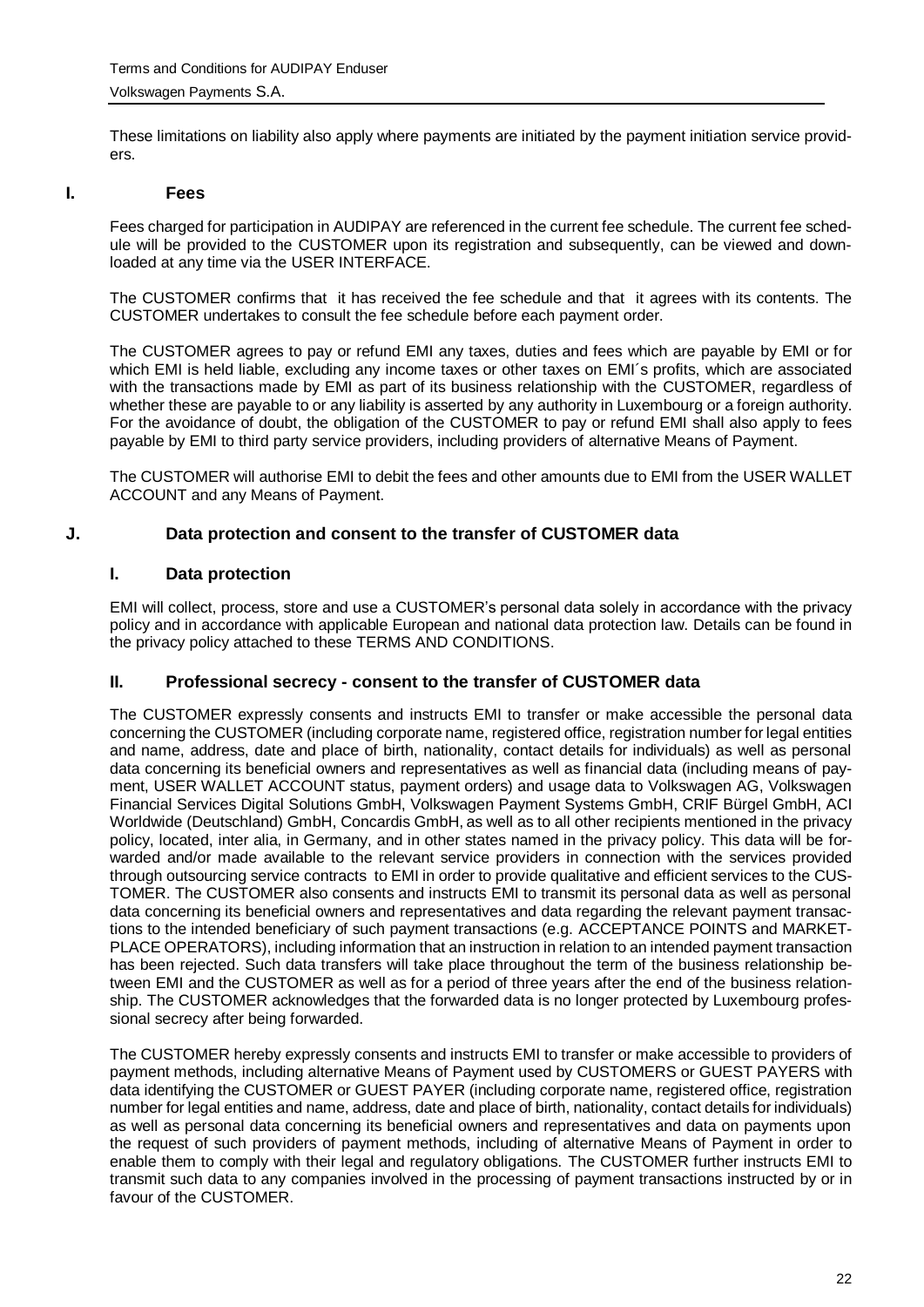These limitations on liability also apply where payments are initiated by the payment initiation service providers.

## I. Fees

Fees charged for participation in AUDIPAY are referenced in the current fee schedule. The current fee schedule will be provided to the CUSTOMER upon its registration and subsequently, can be viewed and downloaded at any time via the USER INTERFACE.

The CUSTOMER confirms that it has received the fee schedule and that it agrees with its contents. The CUSTOMER undertakes to consult the fee schedule before each payment order.

The CUSTOMER agrees to pay or refund EMI any taxes, duties and fees which are payable by EMI or for which EMI is held liable, excluding any income taxes or other taxes on EMI´s profits, which are associated with the transactions made by EMI as part of its business relationship with the CUSTOMER, regardless of whether these are payable to or any liability is asserted by any authority in Luxembourg or a foreign authority. For the avoidance of doubt, the obligation of the CUSTOMER to pay or refund EMI shall also apply to fees payable by EMI to third party service providers, including providers of alternative Means of Payment.

The CUSTOMER will authorise EMI to debit the fees and other amounts due to EMI from the USER WALLET ACCOUNT and any Means of Payment.

## J. Data protection and consent to the transfer of CUSTOMER data

### I. Data protection

EMI will collect, process, store and use a CUSTOMER's personal data solely in accordance with the privacy policy and in accordance with applicable European and national data protection law. Details can be found in the privacy policy attached to these TERMS AND CONDITIONS.

### II. Professional secrecy - consent to the transfer of CUSTOMER data

The CUSTOMER expressly consents and instructs EMI to transfer or make accessible the personal data concerning the CUSTOMER (including corporate name, registered office, registration number for legal entities and name, address, date and place of birth, nationality, contact details for individuals) as well as personal data concerning its beneficial owners and representatives as well as financial data (including means of payment, USER WALLET ACCOUNT status, payment orders) and usage data to Volkswagen AG, Volkswagen Financial Services Digital Solutions GmbH, Volkswagen Payment Systems GmbH, CRIF Bürgel GmbH, ACI Worldwide (Deutschland) GmbH, Concardis GmbH, as well as to all other recipients mentioned in the privacy policy, located, inter alia, in Germany, and in other states named in the privacy policy. This data will be forwarded and/or made available to the relevant service providers in connection with the services provided through outsourcing service contracts to EMI in order to provide qualitative and efficient services to the CUSTOMER. The CUSTOMER also consents and instructs EMI to transmit its personal data as well as personal data concerning its beneficial owners and representatives and data regarding the relevant payment transactions to the intended beneficiary of such payment transactions (e.g. ACCEPTANCE POINTS and MARKETPLACE OPERATORS), including information that an instruction in relation to an intended payment transaction has been rejected. Such data transfers will take place throughout the term of the business relationship between EMI and the CUSTOMER as well as for a period of three years after the end of the business relationship. The CUSTOMER acknowledges that the forwarded data is no longer protected by Luxembourg professional secrecy after being forwarded.

The CUSTOMER hereby expressly consents and instructs EMI to transfer or make accessible to providers of payment methods, including alternative Means of Payment used by CUSTOMERS or GUEST PAYERS with data identifying the CUSTOMER or GUEST PAYER (including corporate name, registered office, registration number for legal entities and name, address, date and place of birth, nationality, contact details for individuals) as well as personal data concerning its beneficial owners and representatives and data on payments upon the request of such providers of payment methods, including of alternative Means of Payment in order to enable them to comply with their legal and regulatory obligations. The CUSTOMER further instructs EMI to transmit such data to any companies involved in the processing of payment transactions instructed by or in favour of the CUSTOMER.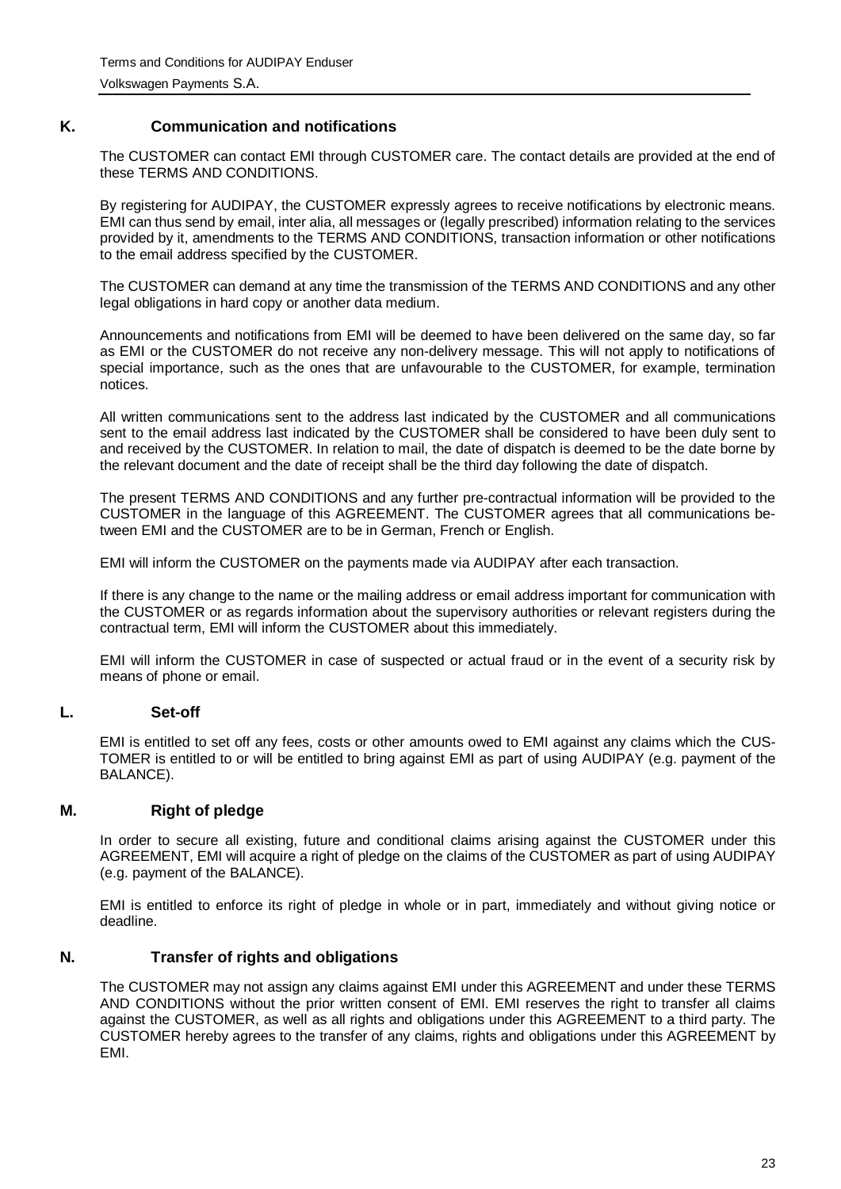## K. Communication and notifications

The CUSTOMER can contact EMI through CUSTOMER care. The contact details are provided at the end of these TERMS AND CONDITIONS.

By registering for AUDIPAY, the CUSTOMER expressly agrees to receive notifications by electronic means. EMI can thus send by email, inter alia, all messages or (legally prescribed) information relating to the services provided by it, amendments to the TERMS AND CONDITIONS, transaction information or other notifications to the email address specified by the CUSTOMER.

The CUSTOMER can demand at any time the transmission of the TERMS AND CONDITIONS and any other legal obligations in hard copy or another data medium.

Announcements and notifications from EMI will be deemed to have been delivered on the same day, so far as EMI or the CUSTOMER do not receive any non-delivery message. This will not apply to notifications of special importance, such as the ones that are unfavourable to the CUSTOMER, for example, termination notices.

All written communications sent to the address last indicated by the CUSTOMER and all communications sent to the email address last indicated by the CUSTOMER shall be considered to have been duly sent to and received by the CUSTOMER. In relation to mail, the date of dispatch is deemed to be the date borne by the relevant document and the date of receipt shall be the third day following the date of dispatch.

The present TERMS AND CONDITIONS and any further pre-contractual information will be provided to the CUSTOMER in the language of this AGREEMENT. The CUSTOMER agrees that all communications between EMI and the CUSTOMER are to be in German, French or English.

EMI will inform the CUSTOMER on the payments made via AUDIPAY after each transaction.

If there is any change to the name or the mailing address or email address important for communication with the CUSTOMER or as regards information about the supervisory authorities or relevant registers during the contractual term, EMI will inform the CUSTOMER about this immediately.

EMI will inform the CUSTOMER in case of suspected or actual fraud or in the event of a security risk by means of phone or email.

## L. Set-off

EMI is entitled to set off any fees, costs or other amounts owed to EMI against any claims which the CUSTOMER is entitled to or will be entitled to bring against EMI as part of using AUDIPAY (e.g. payment of the BALANCE).

## M. Right of pledge

In order to secure all existing, future and conditional claims arising against the CUSTOMER under this AGREEMENT, EMI will acquire a right of pledge on the claims of the CUSTOMER as part of using AUDIPAY (e.g. payment of the BALANCE).

EMI is entitled to enforce its right of pledge in whole or in part, immediately and without giving notice or deadline.

## N. Transfer of rights and obligations

The CUSTOMER may not assign any claims against EMI under this AGREEMENT and under these TERMS AND CONDITIONS without the prior written consent of EMI. EMI reserves the right to transfer all claims against the CUSTOMER, as well as all rights and obligations under this AGREEMENT to a third party. The CUSTOMER hereby agrees to the transfer of any claims, rights and obligations under this AGREEMENT by EMI.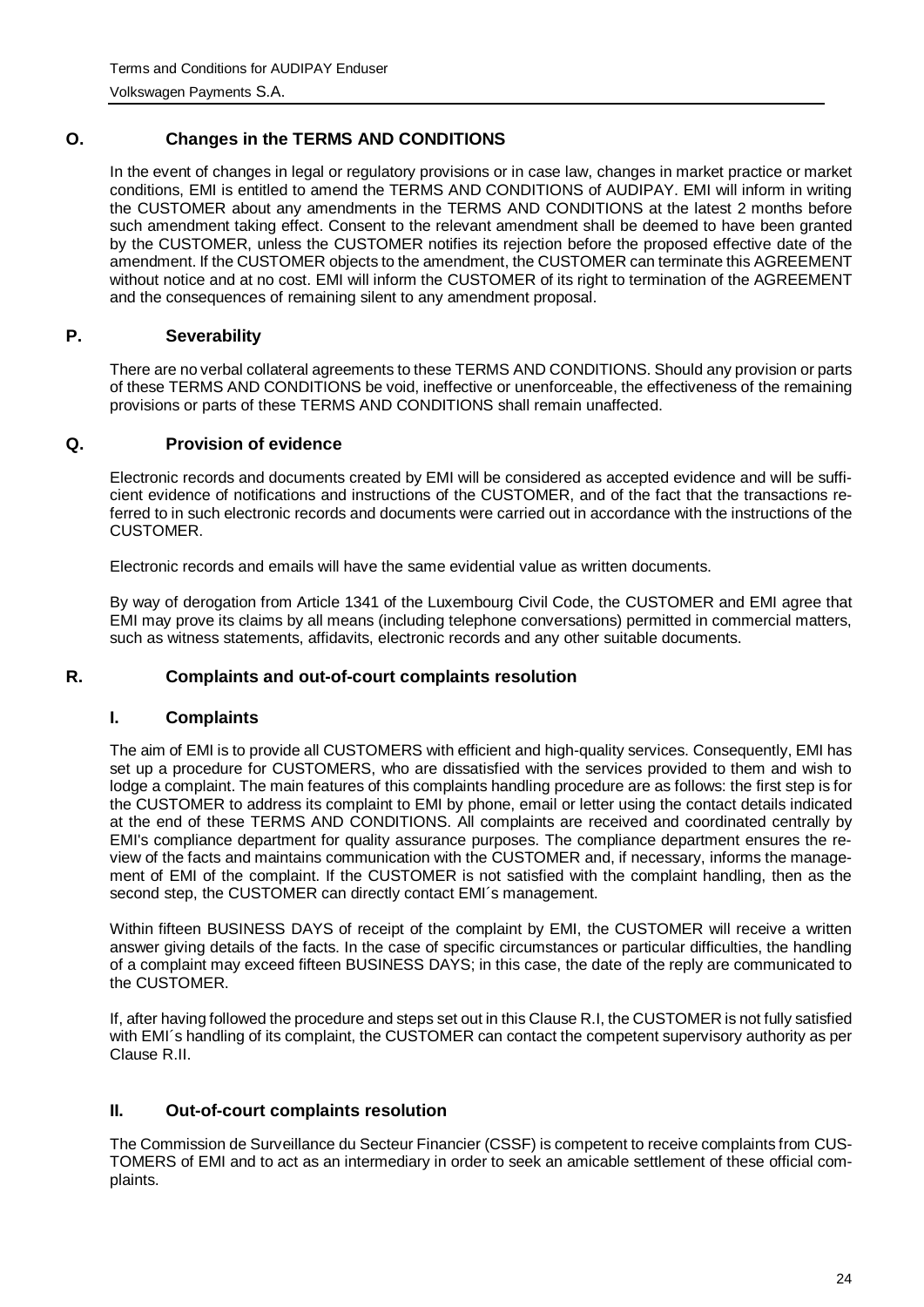## O. Changes in the TERMS AND CONDITIONS

In the event of changes in legal or regulatory provisions or in case law, changes in market practice or market conditions, EMI is entitled to amend the TERMS AND CONDITIONS of AUDIPAY. EMI will inform in writing the CUSTOMER about any amendments in the TERMS AND CONDITIONS at the latest 2 months before such amendment taking effect. Consent to the relevant amendment shall be deemed to have been granted by the CUSTOMER, unless the CUSTOMER notifies its rejection before the proposed effective date of the amendment. If the CUSTOMER objects to the amendment, the CUSTOMER can terminate this AGREEMENT without notice and at no cost. EMI will inform the CUSTOMER of its right to termination of the AGREEMENT and the consequences of remaining silent to any amendment proposal.

## P. Severability

There are no verbal collateral agreements to these TERMS AND CONDITIONS. Should any provision or parts of these TERMS AND CONDITIONS be void, ineffective or unenforceable, the effectiveness of the remaining provisions or parts of these TERMS AND CONDITIONS shall remain unaffected.

## Q. Provision of evidence

Electronic records and documents created by EMI will be considered as accepted evidence and will be sufficient evidence of notifications and instructions of the CUSTOMER, and of the fact that the transactions referred to in such electronic records and documents were carried out in accordance with the instructions of the CUSTOMER.

Electronic records and emails will have the same evidential value as written documents.

By way of derogation from Article 1341 of the Luxembourg Civil Code, the CUSTOMER and EMI agree that EMI may prove its claims by all means (including telephone conversations) permitted in commercial matters, such as witness statements, affidavits, electronic records and any other suitable documents.

## R. Complaints and out-of-court complaints resolution

### I. Complaints

The aim of EMI is to provide all CUSTOMERS with efficient and high-quality services. Consequently, EMI has set up a procedure for CUSTOMERS, who are dissatisfied with the services provided to them and wish to lodge a complaint. The main features of this complaints handling procedure are as follows: the first step is for the CUSTOMER to address its complaint to EMI by phone, email or letter using the contact details indicated at the end of these TERMS AND CONDITIONS. All complaints are received and coordinated centrally by EMI's compliance department for quality assurance purposes. The compliance department ensures the review of the facts and maintains communication with the CUSTOMER and, if necessary, informs the management of EMI of the complaint. If the CUSTOMER is not satisfied with the complaint handling, then as the second step, the CUSTOMER can directly contact EMI´s management.

Within fifteen BUSINESS DAYS of receipt of the complaint by EMI, the CUSTOMER will receive a written answer giving details of the facts. In the case of specific circumstances or particular difficulties, the handling of a complaint may exceed fifteen BUSINESS DAYS; in this case, the date of the reply are communicated to the CUSTOMER.

If, after having followed the procedure and steps set out in this Clause R.I, the CUSTOMER is not fully satisfied with EMI´s handling of its complaint, the CUSTOMER can contact the competent supervisory authority as per Clause R.II.

### II. Out-of-court complaints resolution

The Commission de Surveillance du Secteur Financier (CSSF) is competent to receive complaints from CUSTOMERS of EMI and to act as an intermediary in order to seek an amicable settlement of these official complaints.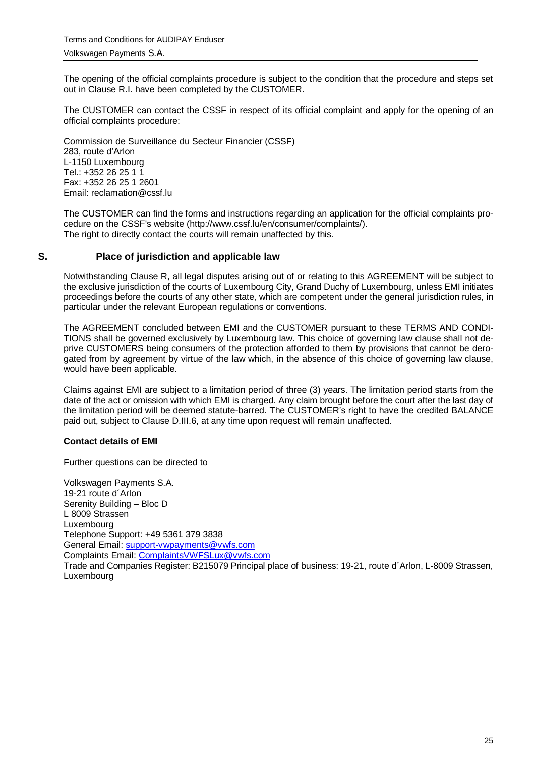The opening of the official complaints procedure is subject to the condition that the procedure and steps set out in Clause R.I. have been completed by the CUSTOMER.

The CUSTOMER can contact the CSSF in respect of its official complaint and apply for the opening of an official complaints procedure:

Commission de Surveillance du Secteur Financier (CSSF)
283, route d'Arlon
L-1150 Luxembourg
Tel.: +352 26 25 1 1
Fax: +352 26 25 1 2601
Email: reclamation@cssf.lu

The CUSTOMER can find the forms and instructions regarding an application for the official complaints procedure on the CSSF's website (http://www.cssf.lu/en/consumer/complaints/).
The right to directly contact the courts will remain unaffected by this.

## S. Place of jurisdiction and applicable law

Notwithstanding Clause R, all legal disputes arising out of or relating to this AGREEMENT will be subject to the exclusive jurisdiction of the courts of Luxembourg City, Grand Duchy of Luxembourg, unless EMI initiates proceedings before the courts of any other state, which are competent under the general jurisdiction rules, in particular under the relevant European regulations or conventions.

The AGREEMENT concluded between EMI and the CUSTOMER pursuant to these TERMS AND CONDITIONS shall be governed exclusively by Luxembourg law. This choice of governing law clause shall not deprive CUSTOMERS being consumers of the protection afforded to them by provisions that cannot be derogated from by agreement by virtue of the law which, in the absence of this choice of governing law clause, would have been applicable.

Claims against EMI are subject to a limitation period of three (3) years. The limitation period starts from the date of the act or omission with which EMI is charged. Any claim brought before the court after the last day of the limitation period will be deemed statute-barred. The CUSTOMER's right to have the credited BALANCE paid out, subject to Clause D.III.6, at any time upon request will remain unaffected.

**Contact details of EMI**

Further questions can be directed to

Volkswagen Payments S.A.
19-21 route d´Arlon
Serenity Building – Bloc D
L 8009 Strassen
Luxembourg
Telephone Support: +49 5361 379 3838
General Email: support-vwpayments@vwfs.com
Complaints Email: ComplaintsVWFSLux@vwfs.com
Trade and Companies Register: B215079 Principal place of business: 19-21, route d´Arlon, L-8009 Strassen, Luxembourg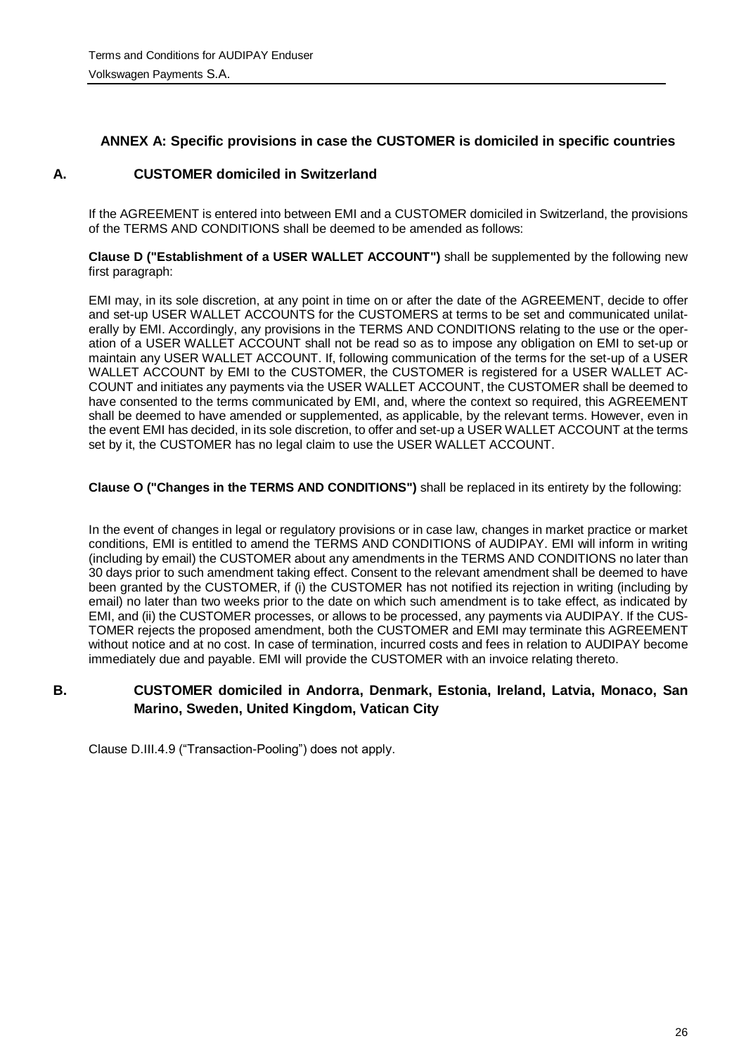## ANNEX A: Specific provisions in case the CUSTOMER is domiciled in specific countries

### A. CUSTOMER domiciled in Switzerland

If the AGREEMENT is entered into between EMI and a CUSTOMER domiciled in Switzerland, the provisions of the TERMS AND CONDITIONS shall be deemed to be amended as follows:

**Clause D ("Establishment of a USER WALLET ACCOUNT")** shall be supplemented by the following new first paragraph:

EMI may, in its sole discretion, at any point in time on or after the date of the AGREEMENT, decide to offer and set-up USER WALLET ACCOUNTS for the CUSTOMERS at terms to be set and communicated unilaterally by EMI. Accordingly, any provisions in the TERMS AND CONDITIONS relating to the use or the operation of a USER WALLET ACCOUNT shall not be read so as to impose any obligation on EMI to set-up or maintain any USER WALLET ACCOUNT. If, following communication of the terms for the set-up of a USER WALLET ACCOUNT by EMI to the CUSTOMER, the CUSTOMER is registered for a USER WALLET ACCOUNT and initiates any payments via the USER WALLET ACCOUNT, the CUSTOMER shall be deemed to have consented to the terms communicated by EMI, and, where the context so required, this AGREEMENT shall be deemed to have amended or supplemented, as applicable, by the relevant terms. However, even in the event EMI has decided, in its sole discretion, to offer and set-up a USER WALLET ACCOUNT at the terms set by it, the CUSTOMER has no legal claim to use the USER WALLET ACCOUNT.

**Clause O ("Changes in the TERMS AND CONDITIONS")** shall be replaced in its entirety by the following:

In the event of changes in legal or regulatory provisions or in case law, changes in market practice or market conditions, EMI is entitled to amend the TERMS AND CONDITIONS of AUDIPAY. EMI will inform in writing (including by email) the CUSTOMER about any amendments in the TERMS AND CONDITIONS no later than 30 days prior to such amendment taking effect. Consent to the relevant amendment shall be deemed to have been granted by the CUSTOMER, if (i) the CUSTOMER has not notified its rejection in writing (including by email) no later than two weeks prior to the date on which such amendment is to take effect, as indicated by EMI, and (ii) the CUSTOMER processes, or allows to be processed, any payments via AUDIPAY. If the CUSTOMER rejects the proposed amendment, both the CUSTOMER and EMI may terminate this AGREEMENT without notice and at no cost. In case of termination, incurred costs and fees in relation to AUDIPAY become immediately due and payable. EMI will provide the CUSTOMER with an invoice relating thereto.

### B. CUSTOMER domiciled in Andorra, Denmark, Estonia, Ireland, Latvia, Monaco, San Marino, Sweden, United Kingdom, Vatican City

Clause D.III.4.9 ("Transaction-Pooling") does not apply.